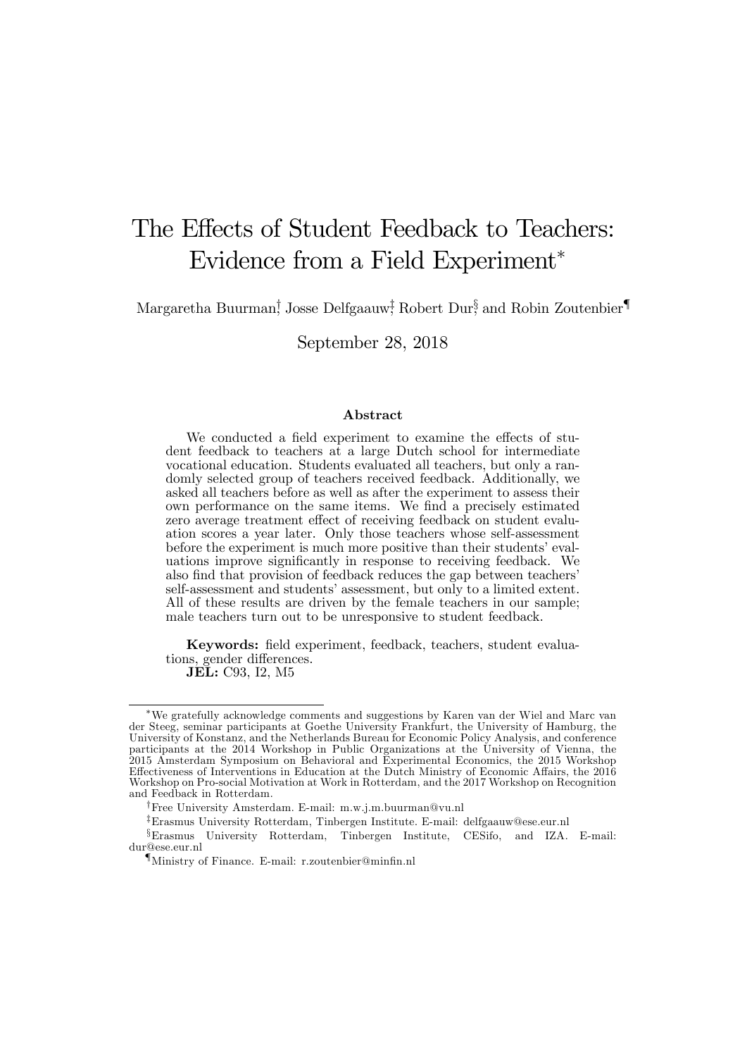# The Effects of Student Feedback to Teachers: Evidence from a Field Experiment*

Margaretha Buurman[†], Josse Delfgaauw[‡], Robert Dur[§], and Robin Zoutenbier[¶]

September 28, 2018

### Abstract

We conducted a field experiment to examine the effects of student feedback to teachers at a large Dutch school for intermediate vocational education. Students evaluated all teachers, but only a randomly selected group of teachers received feedback. Additionally, we asked all teachers before as well as after the experiment to assess their own performance on the same items. We find a precisely estimated zero average treatment effect of receiving feedback on student evaluation scores a year later. Only those teachers whose self-assessment before the experiment is much more positive than their students' evaluations improve significantly in response to receiving feedback. We also find that provision of feedback reduces the gap between teachers' self-assessment and students' assessment, but only to a limited extent. All of these results are driven by the female teachers in our sample; male teachers turn out to be unresponsive to student feedback.

**Keywords:** field experiment, feedback, teachers, student evaluations, gender differences.
**JEL:** C93, I2, M5

---

[*] We gratefully acknowledge comments and suggestions by Karen van der Wiel and Marc van der Steeg, seminar participants at Goethe University Frankfurt, the University of Hamburg, the University of Konstanz, and the Netherlands Bureau for Economic Policy Analysis, and conference participants at the 2014 Workshop in Public Organizations at the University of Vienna, the 2015 Amsterdam Symposium on Behavioral and Experimental Economics, the 2015 Workshop Effectiveness of Interventions in Education at the Dutch Ministry of Economic Affairs, the 2016 Workshop on Pro-social Motivation at Work in Rotterdam, and the 2017 Workshop on Recognition and Feedback in Rotterdam.

[†] Free University Amsterdam. E-mail: m.w.j.m.buurman@vu.nl

[‡] Erasmus University Rotterdam, Tinbergen Institute. E-mail: delfgaauw@ese.eur.nl

[§] Erasmus University Rotterdam, Tinbergen Institute, CESifo, and IZA. E-mail: dur@ese.eur.nl

[¶] Ministry of Finance. E-mail: r.zoutenbier@minfin.nl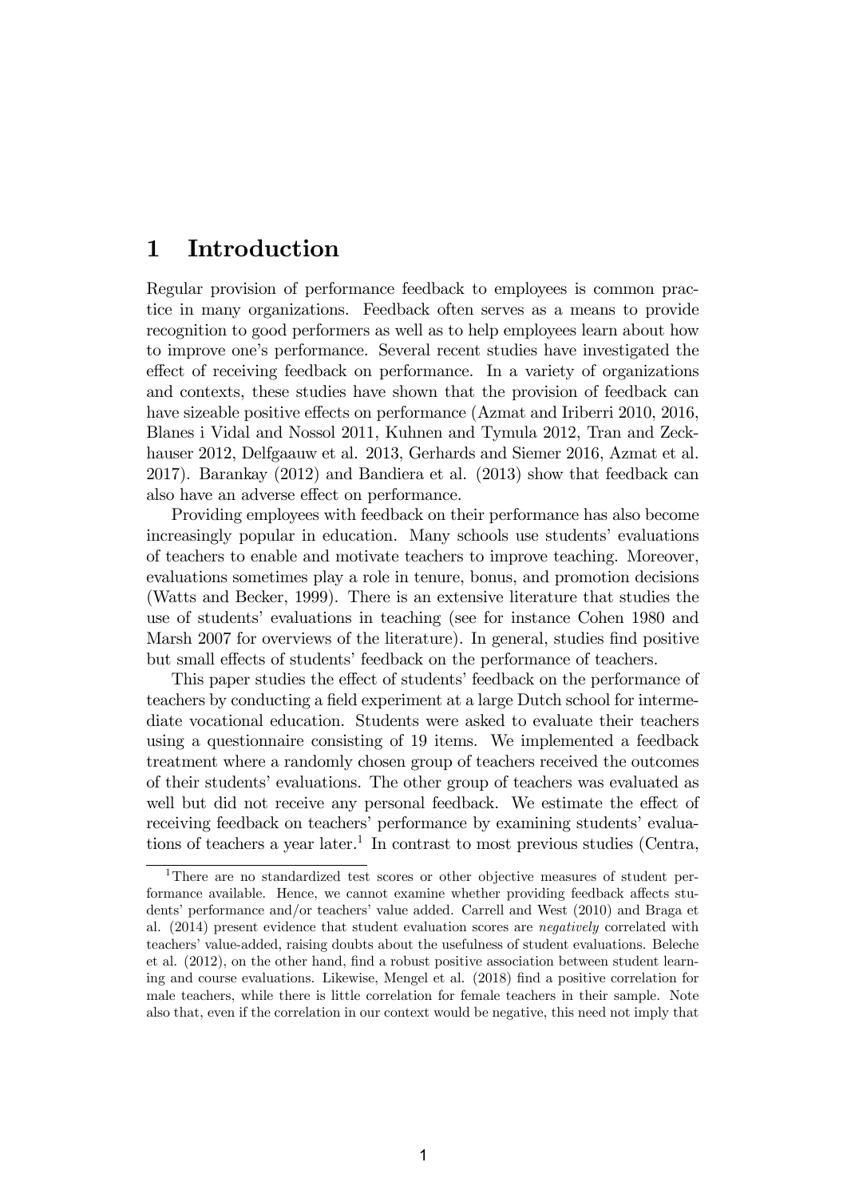# 1 Introduction

Regular provision of performance feedback to employees is common practice in many organizations. Feedback often serves as a means to provide recognition to good performers as well as to help employees learn about how to improve one's performance. Several recent studies have investigated the effect of receiving feedback on performance. In a variety of organizations and contexts, these studies have shown that the provision of feedback can have sizeable positive effects on performance (Azmat and Iriberri 2010, 2016, Blanes i Vidal and Nossol 2011, Kuhnen and Tymula 2012, Tran and Zeckhauser 2012, Delfgaauw et al. 2013, Gerhards and Siemer 2016, Azmat et al. 2017). Barankay (2012) and Bandiera et al. (2013) show that feedback can also have an adverse effect on performance.

Providing employees with feedback on their performance has also become increasingly popular in education. Many schools use students' evaluations of teachers to enable and motivate teachers to improve teaching. Moreover, evaluations sometimes play a role in tenure, bonus, and promotion decisions (Watts and Becker, 1999). There is an extensive literature that studies the use of students' evaluations in teaching (see for instance Cohen 1980 and Marsh 2007 for overviews of the literature). In general, studies find positive but small effects of students' feedback on the performance of teachers.

This paper studies the effect of students' feedback on the performance of teachers by conducting a field experiment at a large Dutch school for intermediate vocational education. Students were asked to evaluate their teachers using a questionnaire consisting of 19 items. We implemented a feedback treatment where a randomly chosen group of teachers received the outcomes of their students' evaluations. The other group of teachers was evaluated as well but did not receive any personal feedback. We estimate the effect of receiving feedback on teachers' performance by examining students' evaluations of teachers a year later.[1] In contrast to most previous studies (Centra,

[1] There are no standardized test scores or other objective measures of student performance available. Hence, we cannot examine whether providing feedback affects students' performance and/or teachers' value added. Carrell and West (2010) and Braga et al. (2014) present evidence that student evaluation scores are *negatively* correlated with teachers' value-added, raising doubts about the usefulness of student evaluations. Beleche et al. (2012), on the other hand, find a robust positive association between student learning and course evaluations. Likewise, Mengel et al. (2018) find a positive correlation for male teachers, while there is little correlation for female teachers in their sample. Note also that, even if the correlation in our context would be negative, this need not imply that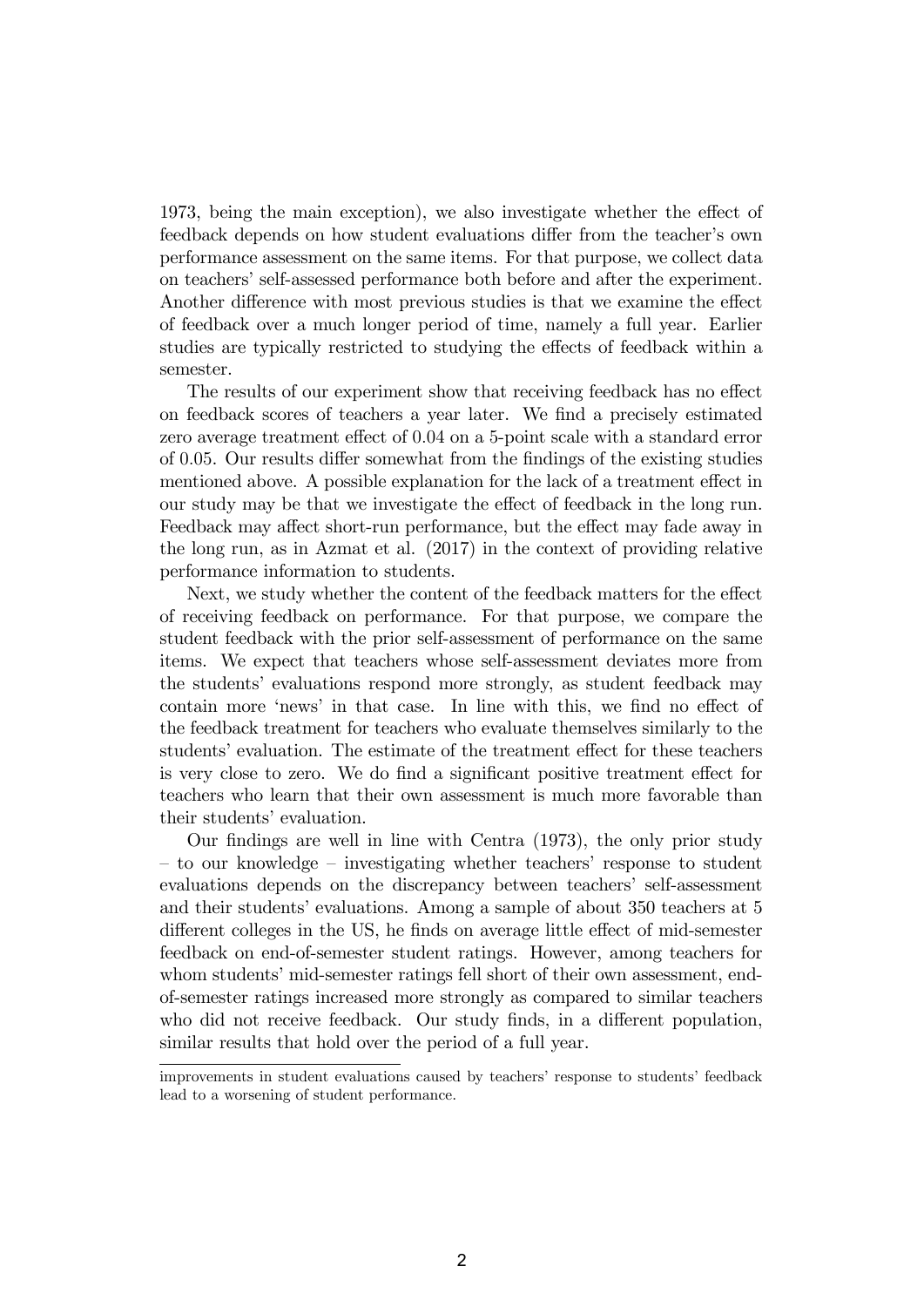1973, being the main exception), we also investigate whether the effect of feedback depends on how student evaluations differ from the teacher's own performance assessment on the same items. For that purpose, we collect data on teachers' self-assessed performance both before and after the experiment. Another difference with most previous studies is that we examine the effect of feedback over a much longer period of time, namely a full year. Earlier studies are typically restricted to studying the effects of feedback within a semester.

The results of our experiment show that receiving feedback has no effect on feedback scores of teachers a year later. We find a precisely estimated zero average treatment effect of 0.04 on a 5-point scale with a standard error of 0.05. Our results differ somewhat from the findings of the existing studies mentioned above. A possible explanation for the lack of a treatment effect in our study may be that we investigate the effect of feedback in the long run. Feedback may affect short-run performance, but the effect may fade away in the long run, as in Azmat et al. (2017) in the context of providing relative performance information to students.

Next, we study whether the content of the feedback matters for the effect of receiving feedback on performance. For that purpose, we compare the student feedback with the prior self-assessment of performance on the same items. We expect that teachers whose self-assessment deviates more from the students' evaluations respond more strongly, as student feedback may contain more 'news' in that case. In line with this, we find no effect of the feedback treatment for teachers who evaluate themselves similarly to the students' evaluation. The estimate of the treatment effect for these teachers is very close to zero. We do find a significant positive treatment effect for teachers who learn that their own assessment is much more favorable than their students' evaluation.

Our findings are well in line with Centra (1973), the only prior study – to our knowledge – investigating whether teachers' response to student evaluations depends on the discrepancy between teachers' self-assessment and their students' evaluations. Among a sample of about 350 teachers at 5 different colleges in the US, he finds on average little effect of mid-semester feedback on end-of-semester student ratings. However, among teachers for whom students' mid-semester ratings fell short of their own assessment, end-of-semester ratings increased more strongly as compared to similar teachers who did not receive feedback. Our study finds, in a different population, similar results that hold over the period of a full year.

improvements in student evaluations caused by teachers' response to students' feedback lead to a worsening of student performance.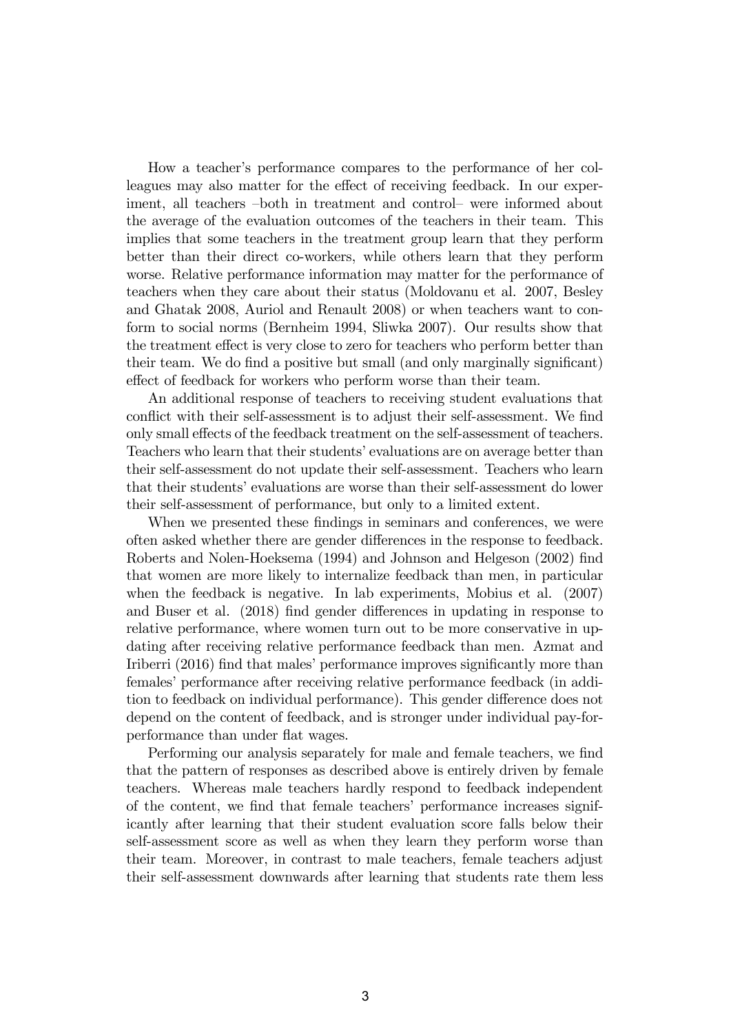How a teacher's performance compares to the performance of her colleagues may also matter for the effect of receiving feedback. In our experiment, all teachers –both in treatment and control– were informed about the average of the evaluation outcomes of the teachers in their team. This implies that some teachers in the treatment group learn that they perform better than their direct co-workers, while others learn that they perform worse. Relative performance information may matter for the performance of teachers when they care about their status (Moldovanu et al. 2007, Besley and Ghatak 2008, Auriol and Renault 2008) or when teachers want to conform to social norms (Bernheim 1994, Sliwka 2007). Our results show that the treatment effect is very close to zero for teachers who perform better than their team. We do find a positive but small (and only marginally significant) effect of feedback for workers who perform worse than their team.

An additional response of teachers to receiving student evaluations that conflict with their self-assessment is to adjust their self-assessment. We find only small effects of the feedback treatment on the self-assessment of teachers. Teachers who learn that their students' evaluations are on average better than their self-assessment do not update their self-assessment. Teachers who learn that their students' evaluations are worse than their self-assessment do lower their self-assessment of performance, but only to a limited extent.

When we presented these findings in seminars and conferences, we were often asked whether there are gender differences in the response to feedback. Roberts and Nolen-Hoeksema (1994) and Johnson and Helgeson (2002) find that women are more likely to internalize feedback than men, in particular when the feedback is negative. In lab experiments, Mobius et al. (2007) and Buser et al. (2018) find gender differences in updating in response to relative performance, where women turn out to be more conservative in updating after receiving relative performance feedback than men. Azmat and Iriberri (2016) find that males' performance improves significantly more than females' performance after receiving relative performance feedback (in addition to feedback on individual performance). This gender difference does not depend on the content of feedback, and is stronger under individual pay-for-performance than under flat wages.

Performing our analysis separately for male and female teachers, we find that the pattern of responses as described above is entirely driven by female teachers. Whereas male teachers hardly respond to feedback independent of the content, we find that female teachers' performance increases significantly after learning that their student evaluation score falls below their self-assessment score as well as when they learn they perform worse than their team. Moreover, in contrast to male teachers, female teachers adjust their self-assessment downwards after learning that students rate them less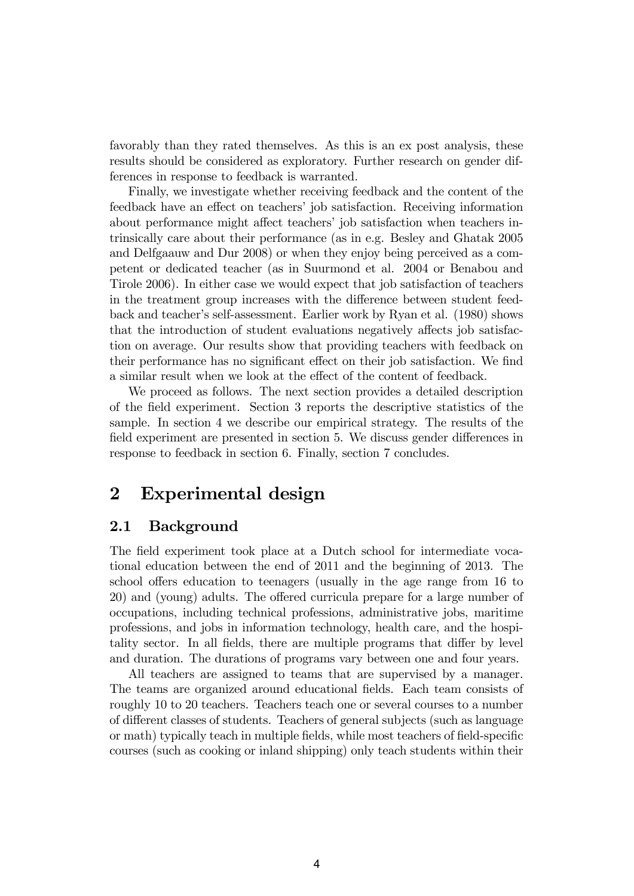favorably than they rated themselves. As this is an ex post analysis, these results should be considered as exploratory. Further research on gender differences in response to feedback is warranted.

Finally, we investigate whether receiving feedback and the content of the feedback have an effect on teachers' job satisfaction. Receiving information about performance might affect teachers' job satisfaction when teachers intrinsically care about their performance (as in e.g. Besley and Ghatak 2005 and Delfgaauw and Dur 2008) or when they enjoy being perceived as a competent or dedicated teacher (as in Suurmond et al. 2004 or Benabou and Tirole 2006). In either case we would expect that job satisfaction of teachers in the treatment group increases with the difference between student feedback and teacher's self-assessment. Earlier work by Ryan et al. (1980) shows that the introduction of student evaluations negatively affects job satisfaction on average. Our results show that providing teachers with feedback on their performance has no significant effect on their job satisfaction. We find a similar result when we look at the effect of the content of feedback.

We proceed as follows. The next section provides a detailed description of the field experiment. Section 3 reports the descriptive statistics of the sample. In section 4 we describe our empirical strategy. The results of the field experiment are presented in section 5. We discuss gender differences in response to feedback in section 6. Finally, section 7 concludes.

# 2 Experimental design

## 2.1 Background

The field experiment took place at a Dutch school for intermediate vocational education between the end of 2011 and the beginning of 2013. The school offers education to teenagers (usually in the age range from 16 to 20) and (young) adults. The offered curricula prepare for a large number of occupations, including technical professions, administrative jobs, maritime professions, and jobs in information technology, health care, and the hospitality sector. In all fields, there are multiple programs that differ by level and duration. The durations of programs vary between one and four years.

All teachers are assigned to teams that are supervised by a manager. The teams are organized around educational fields. Each team consists of roughly 10 to 20 teachers. Teachers teach one or several courses to a number of different classes of students. Teachers of general subjects (such as language or math) typically teach in multiple fields, while most teachers of field-specific courses (such as cooking or inland shipping) only teach students within their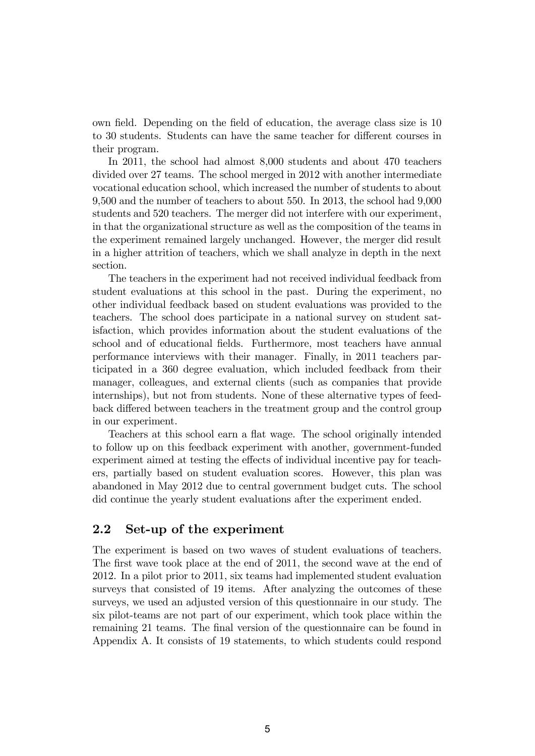own field. Depending on the field of education, the average class size is 10 to 30 students. Students can have the same teacher for different courses in their program.

In 2011, the school had almost 8,000 students and about 470 teachers divided over 27 teams. The school merged in 2012 with another intermediate vocational education school, which increased the number of students to about 9,500 and the number of teachers to about 550. In 2013, the school had 9,000 students and 520 teachers. The merger did not interfere with our experiment, in that the organizational structure as well as the composition of the teams in the experiment remained largely unchanged. However, the merger did result in a higher attrition of teachers, which we shall analyze in depth in the next section.

The teachers in the experiment had not received individual feedback from student evaluations at this school in the past. During the experiment, no other individual feedback based on student evaluations was provided to the teachers. The school does participate in a national survey on student satisfaction, which provides information about the student evaluations of the school and of educational fields. Furthermore, most teachers have annual performance interviews with their manager. Finally, in 2011 teachers participated in a 360 degree evaluation, which included feedback from their manager, colleagues, and external clients (such as companies that provide internships), but not from students. None of these alternative types of feedback differed between teachers in the treatment group and the control group in our experiment.

Teachers at this school earn a flat wage. The school originally intended to follow up on this feedback experiment with another, government-funded experiment aimed at testing the effects of individual incentive pay for teachers, partially based on student evaluation scores. However, this plan was abandoned in May 2012 due to central government budget cuts. The school did continue the yearly student evaluations after the experiment ended.

## 2.2 Set-up of the experiment

The experiment is based on two waves of student evaluations of teachers. The first wave took place at the end of 2011, the second wave at the end of 2012. In a pilot prior to 2011, six teams had implemented student evaluation surveys that consisted of 19 items. After analyzing the outcomes of these surveys, we used an adjusted version of this questionnaire in our study. The six pilot-teams are not part of our experiment, which took place within the remaining 21 teams. The final version of the questionnaire can be found in Appendix A. It consists of 19 statements, to which students could respond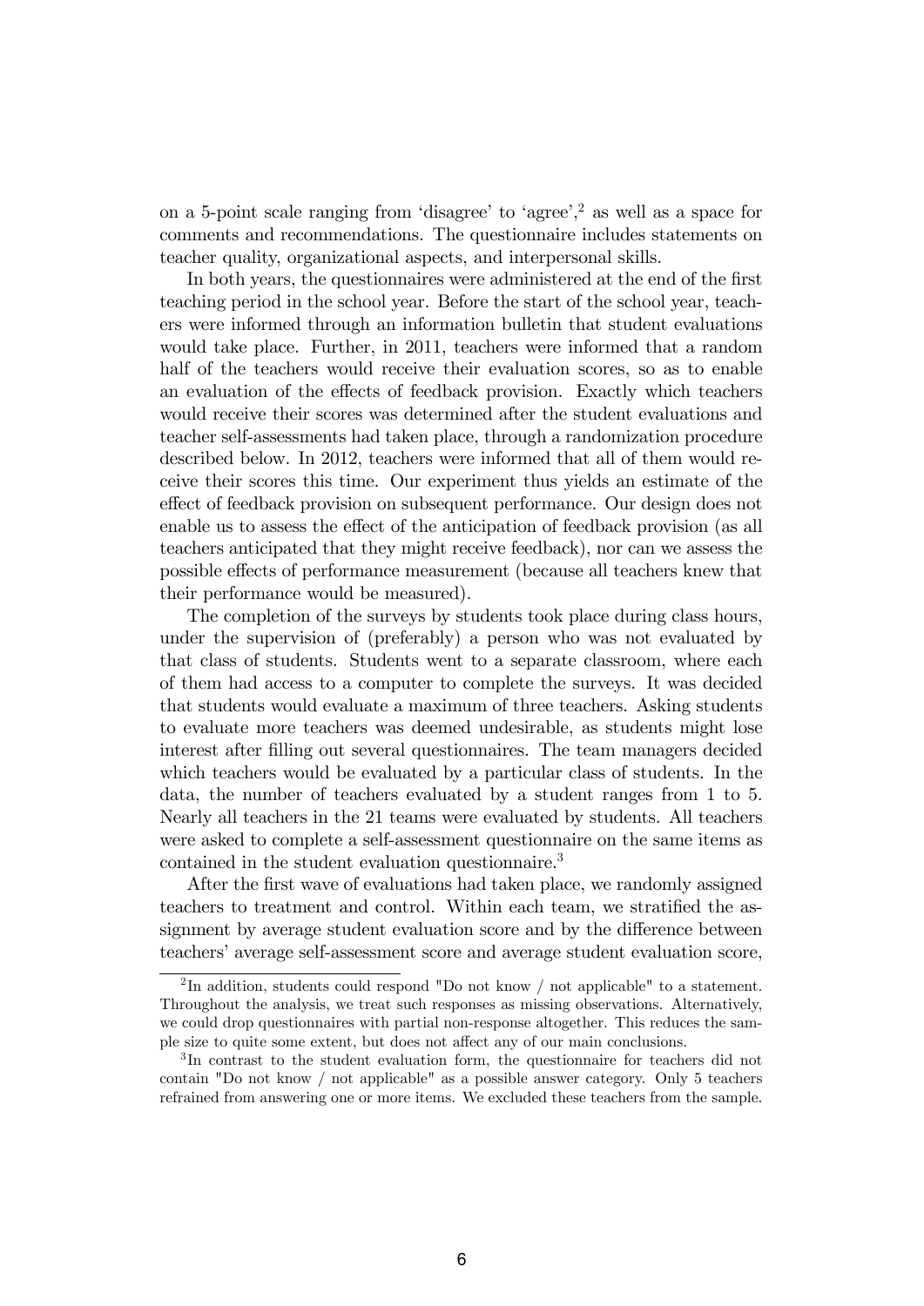on a 5-point scale ranging from 'disagree' to 'agree',[2] as well as a space for comments and recommendations. The questionnaire includes statements on teacher quality, organizational aspects, and interpersonal skills.

In both years, the questionnaires were administered at the end of the first teaching period in the school year. Before the start of the school year, teachers were informed through an information bulletin that student evaluations would take place. Further, in 2011, teachers were informed that a random half of the teachers would receive their evaluation scores, so as to enable an evaluation of the effects of feedback provision. Exactly which teachers would receive their scores was determined after the student evaluations and teacher self-assessments had taken place, through a randomization procedure described below. In 2012, teachers were informed that all of them would receive their scores this time. Our experiment thus yields an estimate of the effect of feedback provision on subsequent performance. Our design does not enable us to assess the effect of the anticipation of feedback provision (as all teachers anticipated that they might receive feedback), nor can we assess the possible effects of performance measurement (because all teachers knew that their performance would be measured).

The completion of the surveys by students took place during class hours, under the supervision of (preferably) a person who was not evaluated by that class of students. Students went to a separate classroom, where each of them had access to a computer to complete the surveys. It was decided that students would evaluate a maximum of three teachers. Asking students to evaluate more teachers was deemed undesirable, as students might lose interest after filling out several questionnaires. The team managers decided which teachers would be evaluated by a particular class of students. In the data, the number of teachers evaluated by a student ranges from 1 to 5. Nearly all teachers in the 21 teams were evaluated by students. All teachers were asked to complete a self-assessment questionnaire on the same items as contained in the student evaluation questionnaire.[3]

After the first wave of evaluations had taken place, we randomly assigned teachers to treatment and control. Within each team, we stratified the assignment by average student evaluation score and by the difference between teachers' average self-assessment score and average student evaluation score,

---

[2] In addition, students could respond "Do not know / not applicable" to a statement. Throughout the analysis, we treat such responses as missing observations. Alternatively, we could drop questionnaires with partial non-response altogether. This reduces the sample size to quite some extent, but does not affect any of our main conclusions.

[3] In contrast to the student evaluation form, the questionnaire for teachers did not contain "Do not know / not applicable" as a possible answer category. Only 5 teachers refrained from answering one or more items. We excluded these teachers from the sample.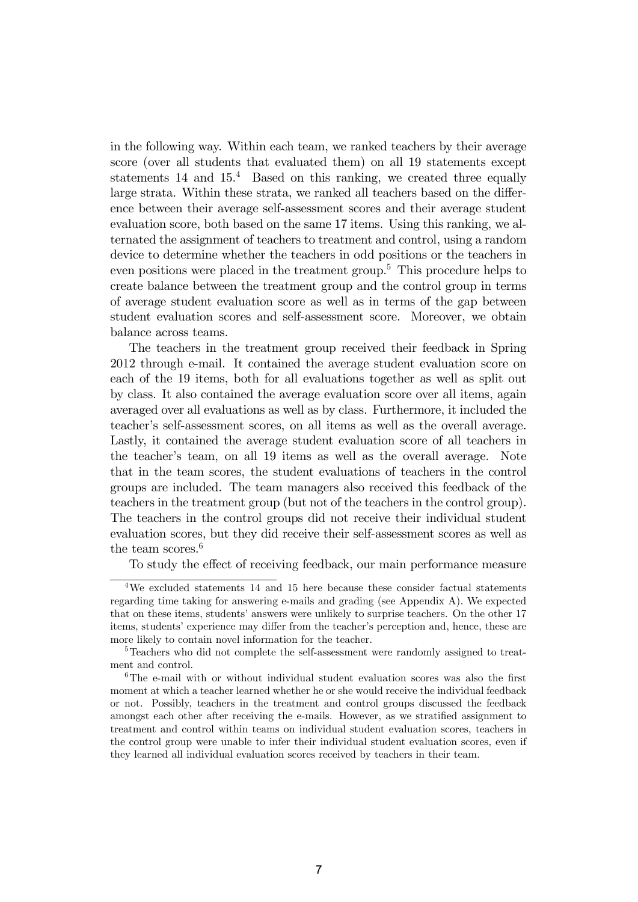in the following way. Within each team, we ranked teachers by their average score (over all students that evaluated them) on all 19 statements except statements 14 and 15.[4] Based on this ranking, we created three equally large strata. Within these strata, we ranked all teachers based on the difference between their average self-assessment scores and their average student evaluation score, both based on the same 17 items. Using this ranking, we alternated the assignment of teachers to treatment and control, using a random device to determine whether the teachers in odd positions or the teachers in even positions were placed in the treatment group.[5] This procedure helps to create balance between the treatment group and the control group in terms of average student evaluation score as well as in terms of the gap between student evaluation scores and self-assessment score. Moreover, we obtain balance across teams.

The teachers in the treatment group received their feedback in Spring 2012 through e-mail. It contained the average student evaluation score on each of the 19 items, both for all evaluations together as well as split out by class. It also contained the average evaluation score over all items, again averaged over all evaluations as well as by class. Furthermore, it included the teacher's self-assessment scores, on all items as well as the overall average. Lastly, it contained the average student evaluation score of all teachers in the teacher's team, on all 19 items as well as the overall average. Note that in the team scores, the student evaluations of teachers in the control groups are included. The team managers also received this feedback of the teachers in the treatment group (but not of the teachers in the control group). The teachers in the control groups did not receive their individual student evaluation scores, but they did receive their self-assessment scores as well as the team scores.[6]

To study the effect of receiving feedback, our main performance measure

---

[4] We excluded statements 14 and 15 here because these consider factual statements regarding time taking for answering e-mails and grading (see Appendix A). We expected that on these items, students' answers were unlikely to surprise teachers. On the other 17 items, students' experience may differ from the teacher's perception and, hence, these are more likely to contain novel information for the teacher.

[5] Teachers who did not complete the self-assessment were randomly assigned to treatment and control.

[6] The e-mail with or without individual student evaluation scores was also the first moment at which a teacher learned whether he or she would receive the individual feedback or not. Possibly, teachers in the treatment and control groups discussed the feedback amongst each other after receiving the e-mails. However, as we stratified assignment to treatment and control within teams on individual student evaluation scores, teachers in the control group were unable to infer their individual student evaluation scores, even if they learned all individual evaluation scores received by teachers in their team.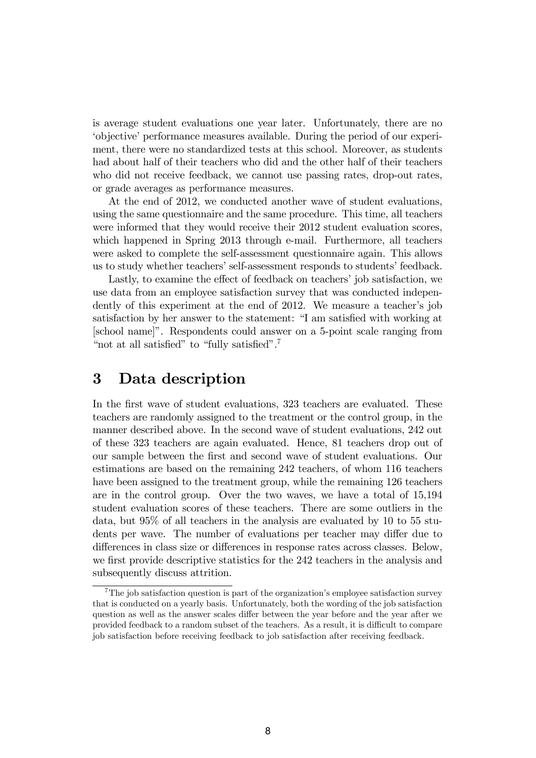is average student evaluations one year later. Unfortunately, there are no 'objective' performance measures available. During the period of our experiment, there were no standardized tests at this school. Moreover, as students had about half of their teachers who did and the other half of their teachers who did not receive feedback, we cannot use passing rates, drop-out rates, or grade averages as performance measures.

At the end of 2012, we conducted another wave of student evaluations, using the same questionnaire and the same procedure. This time, all teachers were informed that they would receive their 2012 student evaluation scores, which happened in Spring 2013 through e-mail. Furthermore, all teachers were asked to complete the self-assessment questionnaire again. This allows us to study whether teachers' self-assessment responds to students' feedback.

Lastly, to examine the effect of feedback on teachers' job satisfaction, we use data from an employee satisfaction survey that was conducted independently of this experiment at the end of 2012. We measure a teacher's job satisfaction by her answer to the statement: "I am satisfied with working at [school name]". Respondents could answer on a 5-point scale ranging from "not at all satisfied" to "fully satisfied".[7]

# 3 Data description

In the first wave of student evaluations, 323 teachers are evaluated. These teachers are randomly assigned to the treatment or the control group, in the manner described above. In the second wave of student evaluations, 242 out of these 323 teachers are again evaluated. Hence, 81 teachers drop out of our sample between the first and second wave of student evaluations. Our estimations are based on the remaining 242 teachers, of whom 116 teachers have been assigned to the treatment group, while the remaining 126 teachers are in the control group. Over the two waves, we have a total of 15,194 student evaluation scores of these teachers. There are some outliers in the data, but 95% of all teachers in the analysis are evaluated by 10 to 55 students per wave. The number of evaluations per teacher may differ due to differences in class size or differences in response rates across classes. Below, we first provide descriptive statistics for the 242 teachers in the analysis and subsequently discuss attrition.

[7] The job satisfaction question is part of the organization's employee satisfaction survey that is conducted on a yearly basis. Unfortunately, both the wording of the job satisfaction question as well as the answer scales differ between the year before and the year after we provided feedback to a random subset of the teachers. As a result, it is difficult to compare job satisfaction before receiving feedback to job satisfaction after receiving feedback.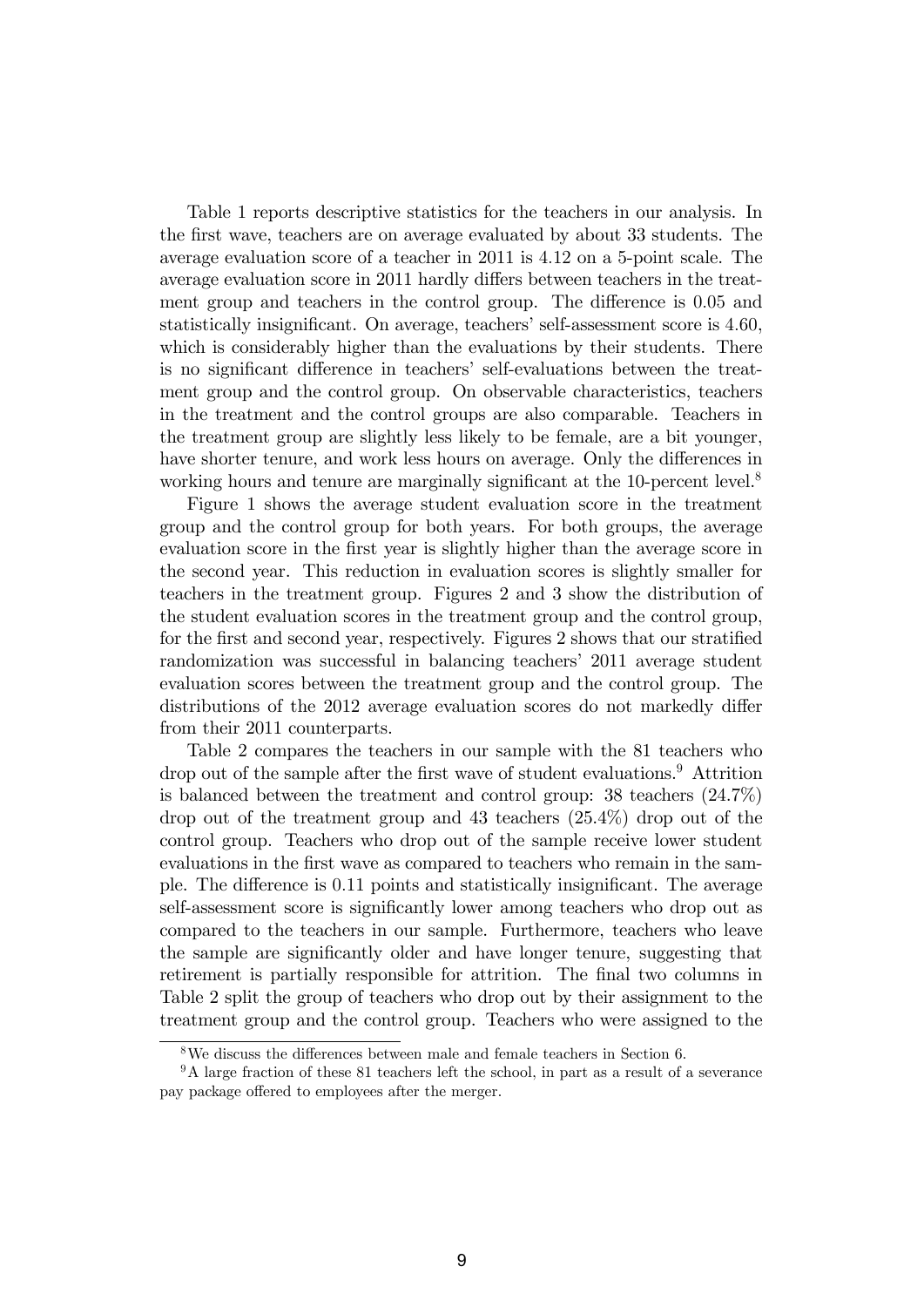Table 1 reports descriptive statistics for the teachers in our analysis. In the first wave, teachers are on average evaluated by about 33 students. The average evaluation score of a teacher in 2011 is 4.12 on a 5-point scale. The average evaluation score in 2011 hardly differs between teachers in the treatment group and teachers in the control group. The difference is 0.05 and statistically insignificant. On average, teachers' self-assessment score is 4.60, which is considerably higher than the evaluations by their students. There is no significant difference in teachers' self-evaluations between the treatment group and the control group. On observable characteristics, teachers in the treatment and the control groups are also comparable. Teachers in the treatment group are slightly less likely to be female, are a bit younger, have shorter tenure, and work less hours on average. Only the differences in working hours and tenure are marginally significant at the 10-percent level.[8]

Figure 1 shows the average student evaluation score in the treatment group and the control group for both years. For both groups, the average evaluation score in the first year is slightly higher than the average score in the second year. This reduction in evaluation scores is slightly smaller for teachers in the treatment group. Figures 2 and 3 show the distribution of the student evaluation scores in the treatment group and the control group, for the first and second year, respectively. Figures 2 shows that our stratified randomization was successful in balancing teachers' 2011 average student evaluation scores between the treatment group and the control group. The distributions of the 2012 average evaluation scores do not markedly differ from their 2011 counterparts.

Table 2 compares the teachers in our sample with the 81 teachers who drop out of the sample after the first wave of student evaluations.[9] Attrition is balanced between the treatment and control group: 38 teachers (24.7%) drop out of the treatment group and 43 teachers (25.4%) drop out of the control group. Teachers who drop out of the sample receive lower student evaluations in the first wave as compared to teachers who remain in the sample. The difference is 0.11 points and statistically insignificant. The average self-assessment score is significantly lower among teachers who drop out as compared to the teachers in our sample. Furthermore, teachers who leave the sample are significantly older and have longer tenure, suggesting that retirement is partially responsible for attrition. The final two columns in Table 2 split the group of teachers who drop out by their assignment to the treatment group and the control group. Teachers who were assigned to the

[8] We discuss the differences between male and female teachers in Section 6.

[9] A large fraction of these 81 teachers left the school, in part as a result of a severance pay package offered to employees after the merger.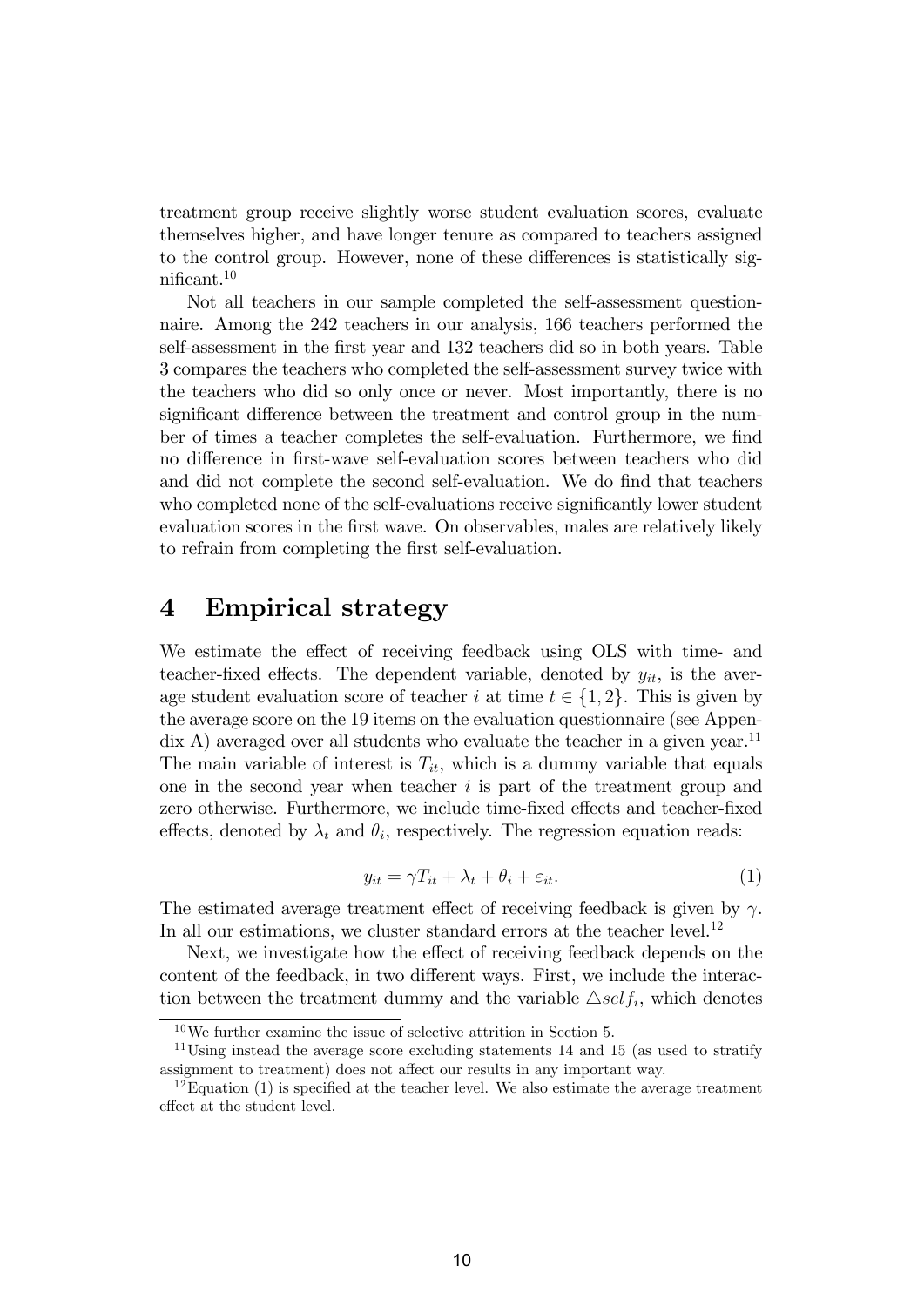treatment group receive slightly worse student evaluation scores, evaluate themselves higher, and have longer tenure as compared to teachers assigned to the control group. However, none of these differences is statistically significant.[10]

Not all teachers in our sample completed the self-assessment questionnaire. Among the 242 teachers in our analysis, 166 teachers performed the self-assessment in the first year and 132 teachers did so in both years. Table 3 compares the teachers who completed the self-assessment survey twice with the teachers who did so only once or never. Most importantly, there is no significant difference between the treatment and control group in the number of times a teacher completes the self-evaluation. Furthermore, we find no difference in first-wave self-evaluation scores between teachers who did and did not complete the second self-evaluation. We do find that teachers who completed none of the self-evaluations receive significantly lower student evaluation scores in the first wave. On observables, males are relatively likely to refrain from completing the first self-evaluation.

# 4 Empirical strategy

We estimate the effect of receiving feedback using OLS with time- and teacher-fixed effects. The dependent variable, denoted by $y_{it}$, is the average student evaluation score of teacher $i$ at time $t \in \{1, 2\}$. This is given by the average score on the 19 items on the evaluation questionnaire (see Appendix A) averaged over all students who evaluate the teacher in a given year.[11] The main variable of interest is $T_{it}$, which is a dummy variable that equals one in the second year when teacher $i$ is part of the treatment group and zero otherwise. Furthermore, we include time-fixed effects and teacher-fixed effects, denoted by $\lambda_t$ and $\theta_i$, respectively. The regression equation reads:

$$y_{it} = \gamma T_{it} + \lambda_t + \theta_i + \varepsilon_{it}. \tag{1}$$

The estimated average treatment effect of receiving feedback is given by $\gamma$. In all our estimations, we cluster standard errors at the teacher level.[12]

Next, we investigate how the effect of receiving feedback depends on the content of the feedback, in two different ways. First, we include the interaction between the treatment dummy and the variable $\triangle self_i$, which denotes

[10] We further examine the issue of selective attrition in Section 5.

[11] Using instead the average score excluding statements 14 and 15 (as used to stratify assignment to treatment) does not affect our results in any important way.

[12] Equation (1) is specified at the teacher level. We also estimate the average treatment effect at the student level.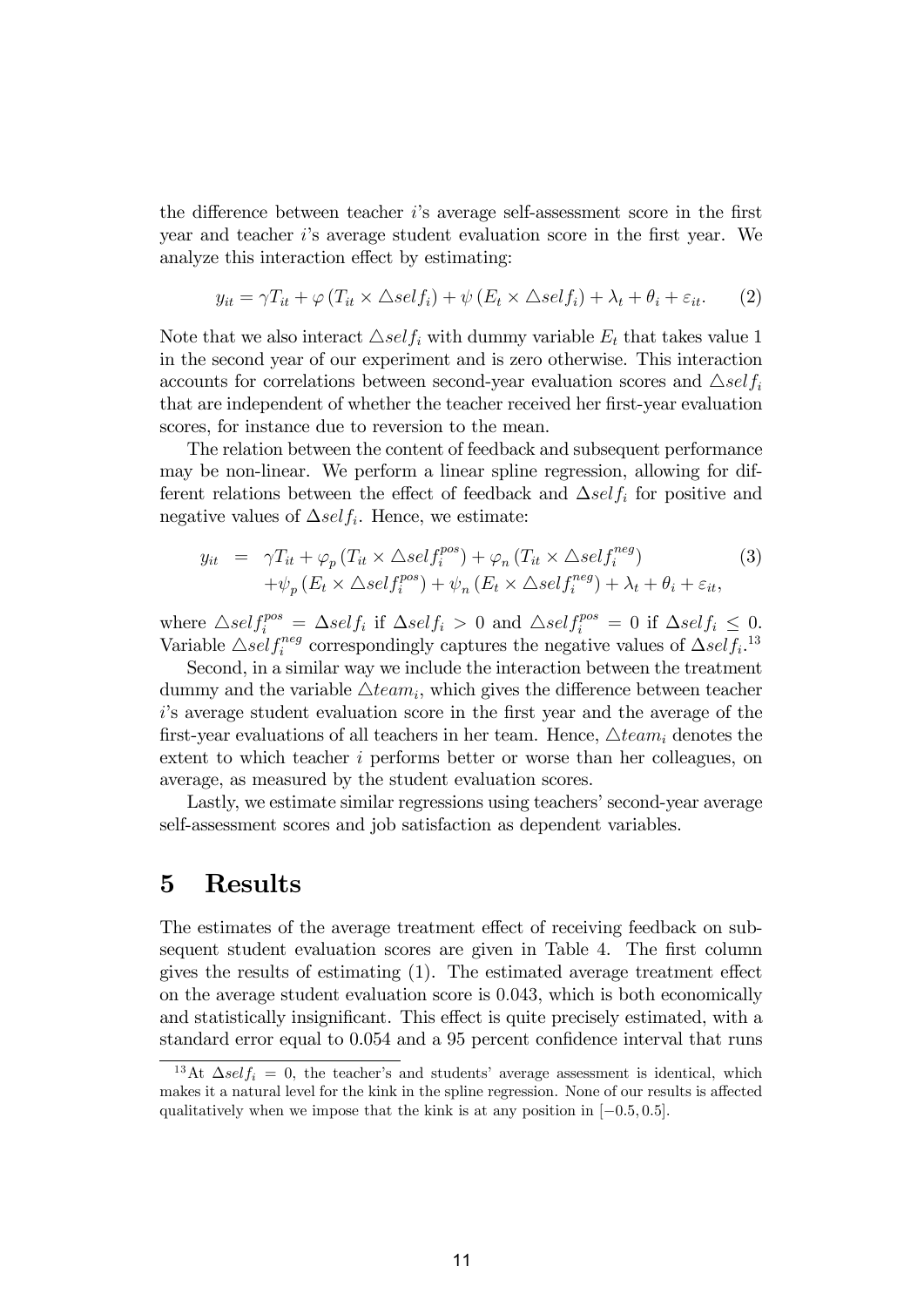the difference between teacher $i$'s average self-assessment score in the first year and teacher $i$'s average student evaluation score in the first year. We analyze this interaction effect by estimating:

$$y_{it} = \gamma T_{it} + \varphi \left( T_{it} \times \triangle self_i \right) + \psi \left( E_t \times \triangle self_i \right) + \lambda_t + \theta_i + \varepsilon_{it}. \tag{2}$$

Note that we also interact $\triangle self_i$ with dummy variable $E_t$ that takes value 1 in the second year of our experiment and is zero otherwise. This interaction accounts for correlations between second-year evaluation scores and $\triangle self_i$ that are independent of whether the teacher received her first-year evaluation scores, for instance due to reversion to the mean.

The relation between the content of feedback and subsequent performance may be non-linear. We perform a linear spline regression, allowing for different relations between the effect of feedback and $\Delta self_i$ for positive and negative values of $\Delta self_i$. Hence, we estimate:

$$\begin{aligned} y_{it} &= \gamma T_{it} + \varphi_p \left( T_{it} \times \triangle self_i^{pos} \right) + \varphi_n \left( T_{it} \times \triangle self_i^{neg} \right) \\ &\quad + \psi_p \left( E_t \times \triangle self_i^{pos} \right) + \psi_n \left( E_t \times \triangle self_i^{neg} \right) + \lambda_t + \theta_i + \varepsilon_{it}, \end{aligned} \tag{3}$$

where $\triangle self_i^{pos} = \Delta self_i$ if $\Delta self_i > 0$ and $\triangle self_i^{pos} = 0$ if $\Delta self_i \leq 0$. Variable $\triangle self_i^{neg}$ correspondingly captures the negative values of $\Delta self_i$.[13]

Second, in a similar way we include the interaction between the treatment dummy and the variable $\triangle team_i$, which gives the difference between teacher $i$'s average student evaluation score in the first year and the average of the first-year evaluations of all teachers in her team. Hence, $\triangle team_i$ denotes the extent to which teacher $i$ performs better or worse than her colleagues, on average, as measured by the student evaluation scores.

Lastly, we estimate similar regressions using teachers' second-year average self-assessment scores and job satisfaction as dependent variables.

# 5 Results

The estimates of the average treatment effect of receiving feedback on subsequent student evaluation scores are given in Table 4. The first column gives the results of estimating (1). The estimated average treatment effect on the average student evaluation score is 0.043, which is both economically and statistically insignificant. This effect is quite precisely estimated, with a standard error equal to 0.054 and a 95 percent confidence interval that runs

[13] At $\Delta self_i = 0$, the teacher's and students' average assessment is identical, which makes it a natural level for the kink in the spline regression. None of our results is affected qualitatively when we impose that the kink is at any position in $[-0.5, 0.5]$.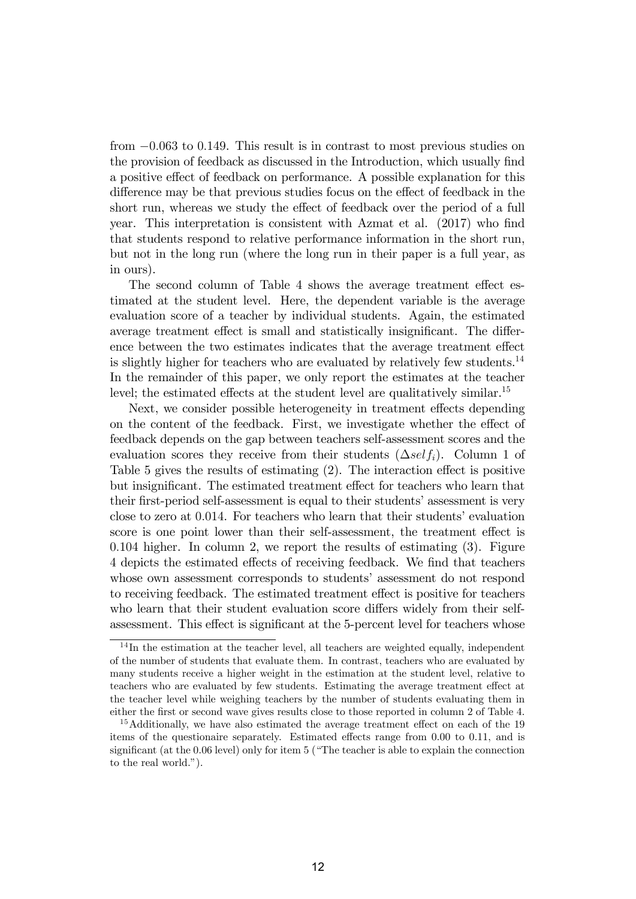from $-0.063$ to 0.149. This result is in contrast to most previous studies on the provision of feedback as discussed in the Introduction, which usually find a positive effect of feedback on performance. A possible explanation for this difference may be that previous studies focus on the effect of feedback in the short run, whereas we study the effect of feedback over the period of a full year. This interpretation is consistent with Azmat et al. (2017) who find that students respond to relative performance information in the short run, but not in the long run (where the long run in their paper is a full year, as in ours).

The second column of Table 4 shows the average treatment effect estimated at the student level. Here, the dependent variable is the average evaluation score of a teacher by individual students. Again, the estimated average treatment effect is small and statistically insignificant. The difference between the two estimates indicates that the average treatment effect is slightly higher for teachers who are evaluated by relatively few students.[14] In the remainder of this paper, we only report the estimates at the teacher level; the estimated effects at the student level are qualitatively similar.[15]

Next, we consider possible heterogeneity in treatment effects depending on the content of the feedback. First, we investigate whether the effect of feedback depends on the gap between teachers self-assessment scores and the evaluation scores they receive from their students ($\Delta self_i$). Column 1 of Table 5 gives the results of estimating (2). The interaction effect is positive but insignificant. The estimated treatment effect for teachers who learn that their first-period self-assessment is equal to their students' assessment is very close to zero at 0.014. For teachers who learn that their students' evaluation score is one point lower than their self-assessment, the treatment effect is 0.104 higher. In column 2, we report the results of estimating (3). Figure 4 depicts the estimated effects of receiving feedback. We find that teachers whose own assessment corresponds to students' assessment do not respond to receiving feedback. The estimated treatment effect is positive for teachers who learn that their student evaluation score differs widely from their self-assessment. This effect is significant at the 5-percent level for teachers whose

[14] In the estimation at the teacher level, all teachers are weighted equally, independent of the number of students that evaluate them. In contrast, teachers who are evaluated by many students receive a higher weight in the estimation at the student level, relative to teachers who are evaluated by few students. Estimating the average treatment effect at the teacher level while weighing teachers by the number of students evaluating them in either the first or second wave gives results close to those reported in column 2 of Table 4.

[15] Additionally, we have also estimated the average treatment effect on each of the 19 items of the questionaire separately. Estimated effects range from 0.00 to 0.11, and is significant (at the 0.06 level) only for item 5 ("The teacher is able to explain the connection to the real world.").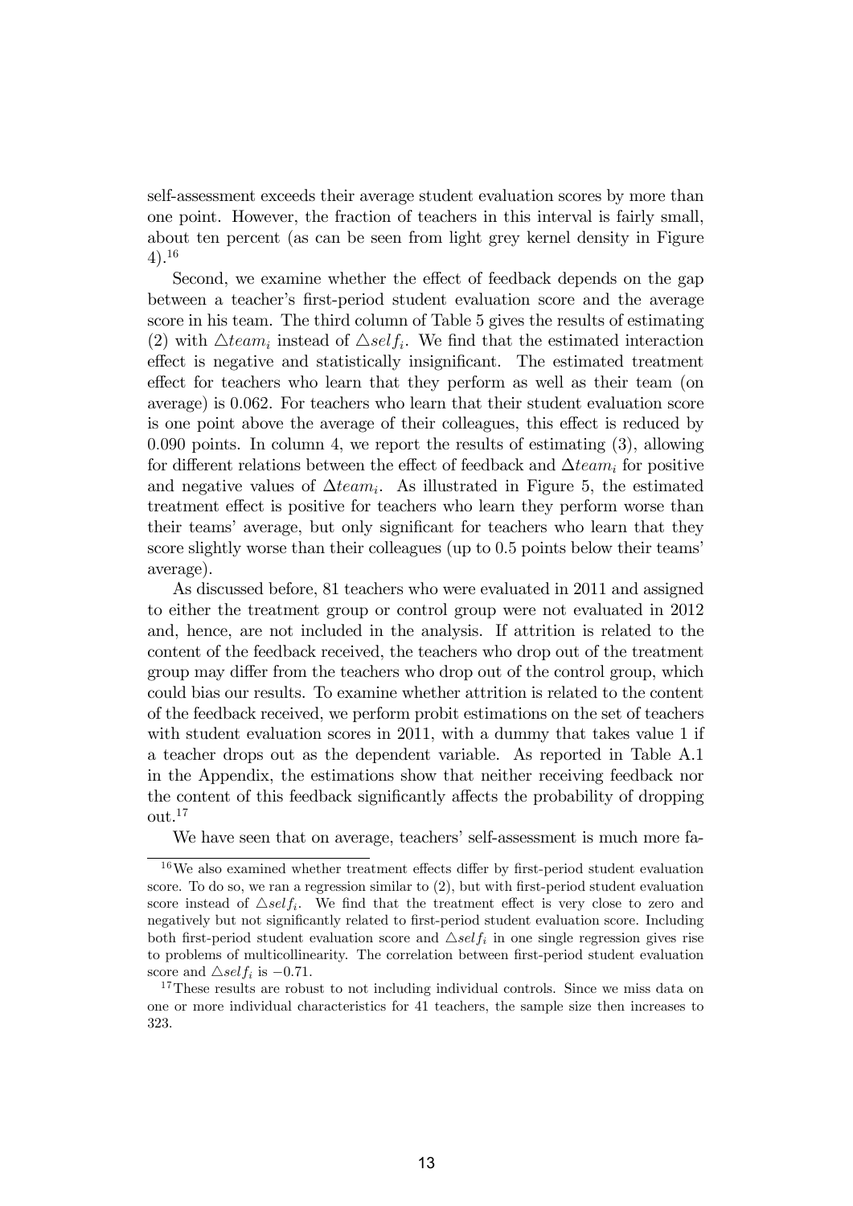self-assessment exceeds their average student evaluation scores by more than one point. However, the fraction of teachers in this interval is fairly small, about ten percent (as can be seen from light grey kernel density in Figure 4).[16]

Second, we examine whether the effect of feedback depends on the gap between a teacher's first-period student evaluation score and the average score in his team. The third column of Table 5 gives the results of estimating (2) with $\triangle team_i$ instead of $\triangle self_i$. We find that the estimated interaction effect is negative and statistically insignificant. The estimated treatment effect for teachers who learn that they perform as well as their team (on average) is 0.062. For teachers who learn that their student evaluation score is one point above the average of their colleagues, this effect is reduced by 0.090 points. In column 4, we report the results of estimating (3), allowing for different relations between the effect of feedback and $\Delta team_i$ for positive and negative values of $\Delta team_i$. As illustrated in Figure 5, the estimated treatment effect is positive for teachers who learn they perform worse than their teams' average, but only significant for teachers who learn that they score slightly worse than their colleagues (up to 0.5 points below their teams' average).

As discussed before, 81 teachers who were evaluated in 2011 and assigned to either the treatment group or control group were not evaluated in 2012 and, hence, are not included in the analysis. If attrition is related to the content of the feedback received, the teachers who drop out of the treatment group may differ from the teachers who drop out of the control group, which could bias our results. To examine whether attrition is related to the content of the feedback received, we perform probit estimations on the set of teachers with student evaluation scores in 2011, with a dummy that takes value 1 if a teacher drops out as the dependent variable. As reported in Table A.1 in the Appendix, the estimations show that neither receiving feedback nor the content of this feedback significantly affects the probability of dropping out.[17]

We have seen that on average, teachers' self-assessment is much more fa-

[16] We also examined whether treatment effects differ by first-period student evaluation score. To do so, we ran a regression similar to (2), but with first-period student evaluation score instead of $\triangle self_i$. We find that the treatment effect is very close to zero and negatively but not significantly related to first-period student evaluation score. Including both first-period student evaluation score and $\triangle self_i$ in one single regression gives rise to problems of multicollinearity. The correlation between first-period student evaluation score and $\triangle self_i$ is $-0.71$.

[17] These results are robust to not including individual controls. Since we miss data on one or more individual characteristics for 41 teachers, the sample size then increases to 323.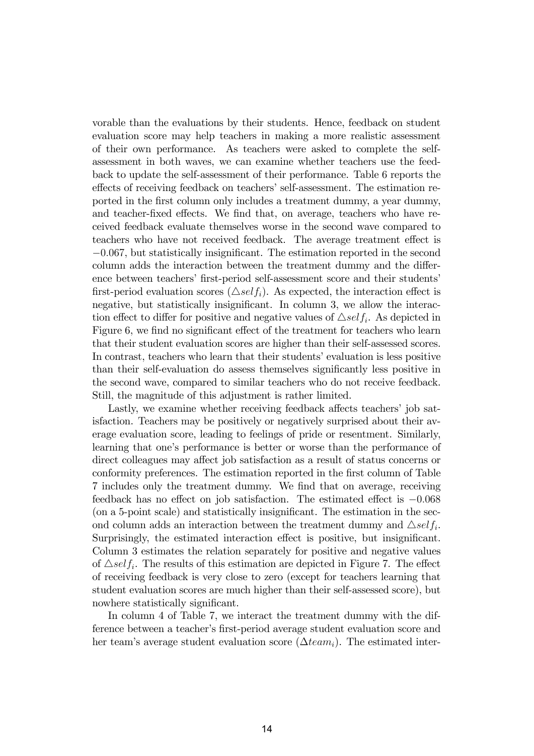vorable than the evaluations by their students. Hence, feedback on student evaluation score may help teachers in making a more realistic assessment of their own performance. As teachers were asked to complete the self-assessment in both waves, we can examine whether teachers use the feedback to update the self-assessment of their performance. Table 6 reports the effects of receiving feedback on teachers' self-assessment. The estimation reported in the first column only includes a treatment dummy, a year dummy, and teacher-fixed effects. We find that, on average, teachers who have received feedback evaluate themselves worse in the second wave compared to teachers who have not received feedback. The average treatment effect is $-0.067$, but statistically insignificant. The estimation reported in the second column adds the interaction between the treatment dummy and the difference between teachers' first-period self-assessment score and their students' first-period evaluation scores ($\triangle self_i$). As expected, the interaction effect is negative, but statistically insignificant. In column 3, we allow the interaction effect to differ for positive and negative values of $\triangle self_i$. As depicted in Figure 6, we find no significant effect of the treatment for teachers who learn that their student evaluation scores are higher than their self-assessed scores. In contrast, teachers who learn that their students' evaluation is less positive than their self-evaluation do assess themselves significantly less positive in the second wave, compared to similar teachers who do not receive feedback. Still, the magnitude of this adjustment is rather limited.

Lastly, we examine whether receiving feedback affects teachers' job satisfaction. Teachers may be positively or negatively surprised about their average evaluation score, leading to feelings of pride or resentment. Similarly, learning that one's performance is better or worse than the performance of direct colleagues may affect job satisfaction as a result of status concerns or conformity preferences. The estimation reported in the first column of Table 7 includes only the treatment dummy. We find that on average, receiving feedback has no effect on job satisfaction. The estimated effect is $-0.068$ (on a 5-point scale) and statistically insignificant. The estimation in the second column adds an interaction between the treatment dummy and $\triangle self_i$. Surprisingly, the estimated interaction effect is positive, but insignificant. Column 3 estimates the relation separately for positive and negative values of $\triangle self_i$. The results of this estimation are depicted in Figure 7. The effect of receiving feedback is very close to zero (except for teachers learning that student evaluation scores are much higher than their self-assessed score), but nowhere statistically significant.

In column 4 of Table 7, we interact the treatment dummy with the difference between a teacher's first-period average student evaluation score and her team's average student evaluation score ($\Delta team_i$). The estimated inter-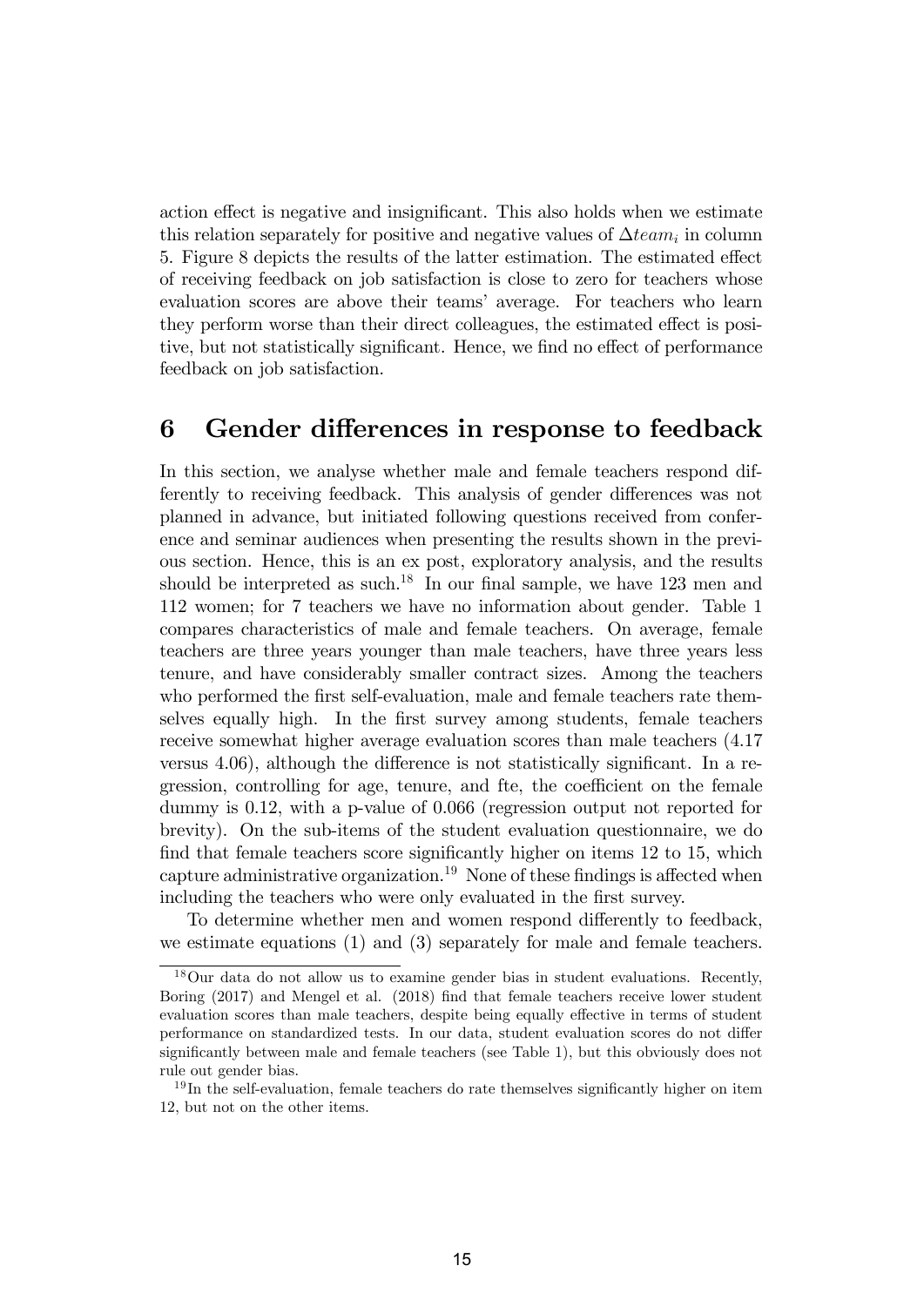action effect is negative and insignificant. This also holds when we estimate this relation separately for positive and negative values of $\Delta team_i$ in column 5. Figure 8 depicts the results of the latter estimation. The estimated effect of receiving feedback on job satisfaction is close to zero for teachers whose evaluation scores are above their teams' average. For teachers who learn they perform worse than their direct colleagues, the estimated effect is positive, but not statistically significant. Hence, we find no effect of performance feedback on job satisfaction.

# 6 Gender differences in response to feedback

In this section, we analyse whether male and female teachers respond differently to receiving feedback. This analysis of gender differences was not planned in advance, but initiated following questions received from conference and seminar audiences when presenting the results shown in the previous section. Hence, this is an ex post, exploratory analysis, and the results should be interpreted as such.[18] In our final sample, we have 123 men and 112 women; for 7 teachers we have no information about gender. Table 1 compares characteristics of male and female teachers. On average, female teachers are three years younger than male teachers, have three years less tenure, and have considerably smaller contract sizes. Among the teachers who performed the first self-evaluation, male and female teachers rate themselves equally high. In the first survey among students, female teachers receive somewhat higher average evaluation scores than male teachers (4.17 versus 4.06), although the difference is not statistically significant. In a regression, controlling for age, tenure, and fte, the coefficient on the female dummy is 0.12, with a p-value of 0.066 (regression output not reported for brevity). On the sub-items of the student evaluation questionnaire, we do find that female teachers score significantly higher on items 12 to 15, which capture administrative organization.[19] None of these findings is affected when including the teachers who were only evaluated in the first survey.

To determine whether men and women respond differently to feedback, we estimate equations (1) and (3) separately for male and female teachers.

[18] Our data do not allow us to examine gender bias in student evaluations. Recently, Boring (2017) and Mengel et al. (2018) find that female teachers receive lower student evaluation scores than male teachers, despite being equally effective in terms of student performance on standardized tests. In our data, student evaluation scores do not differ significantly between male and female teachers (see Table 1), but this obviously does not rule out gender bias.

[19] In the self-evaluation, female teachers do rate themselves significantly higher on item 12, but not on the other items.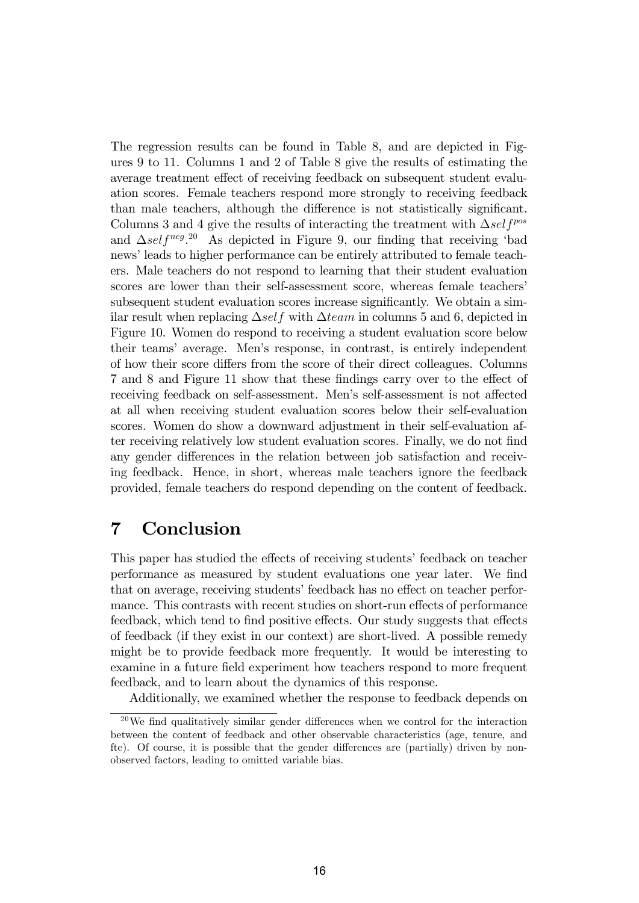The regression results can be found in Table 8, and are depicted in Figures 9 to 11. Columns 1 and 2 of Table 8 give the results of estimating the average treatment effect of receiving feedback on subsequent student evaluation scores. Female teachers respond more strongly to receiving feedback than male teachers, although the difference is not statistically significant. Columns 3 and 4 give the results of interacting the treatment with $\Delta self^{pos}$ and $\Delta self^{neg}$.[20] As depicted in Figure 9, our finding that receiving 'bad news' leads to higher performance can be entirely attributed to female teachers. Male teachers do not respond to learning that their student evaluation scores are lower than their self-assessment score, whereas female teachers' subsequent student evaluation scores increase significantly. We obtain a similar result when replacing $\Delta self$ with $\Delta team$ in columns 5 and 6, depicted in Figure 10. Women do respond to receiving a student evaluation score below their teams' average. Men's response, in contrast, is entirely independent of how their score differs from the score of their direct colleagues. Columns 7 and 8 and Figure 11 show that these findings carry over to the effect of receiving feedback on self-assessment. Men's self-assessment is not affected at all when receiving student evaluation scores below their self-evaluation scores. Women do show a downward adjustment in their self-evaluation after receiving relatively low student evaluation scores. Finally, we do not find any gender differences in the relation between job satisfaction and receiving feedback. Hence, in short, whereas male teachers ignore the feedback provided, female teachers do respond depending on the content of feedback.

# 7 Conclusion

This paper has studied the effects of receiving students' feedback on teacher performance as measured by student evaluations one year later. We find that on average, receiving students' feedback has no effect on teacher performance. This contrasts with recent studies on short-run effects of performance feedback, which tend to find positive effects. Our study suggests that effects of feedback (if they exist in our context) are short-lived. A possible remedy might be to provide feedback more frequently. It would be interesting to examine in a future field experiment how teachers respond to more frequent feedback, and to learn about the dynamics of this response.

Additionally, we examined whether the response to feedback depends on

[20] We find qualitatively similar gender differences when we control for the interaction between the content of feedback and other observable characteristics (age, tenure, and fte). Of course, it is possible that the gender differences are (partially) driven by non-observed factors, leading to omitted variable bias.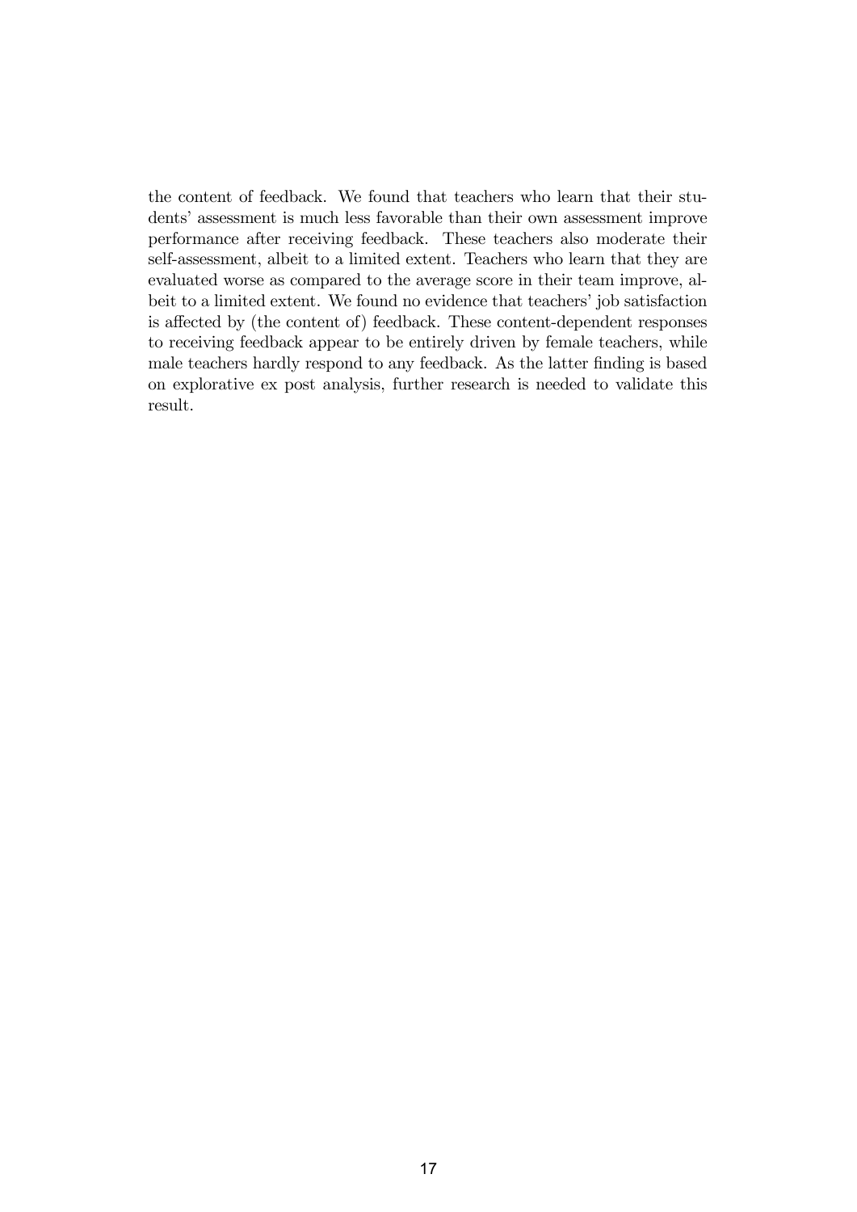the content of feedback. We found that teachers who learn that their students' assessment is much less favorable than their own assessment improve performance after receiving feedback. These teachers also moderate their self-assessment, albeit to a limited extent. Teachers who learn that they are evaluated worse as compared to the average score in their team improve, albeit to a limited extent. We found no evidence that teachers' job satisfaction is affected by (the content of) feedback. These content-dependent responses to receiving feedback appear to be entirely driven by female teachers, while male teachers hardly respond to any feedback. As the latter finding is based on explorative ex post analysis, further research is needed to validate this result.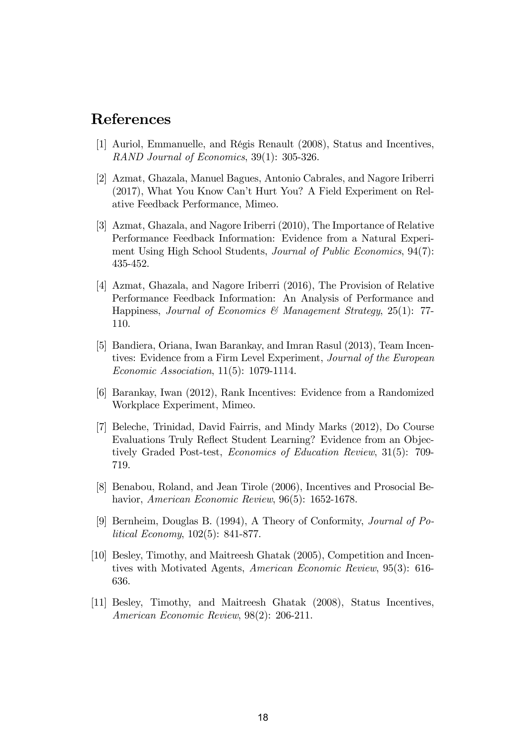# References

[1] Auriol, Emmanuelle, and Régis Renault (2008), Status and Incentives, *RAND Journal of Economics*, 39(1): 305-326.

[2] Azmat, Ghazala, Manuel Bagues, Antonio Cabrales, and Nagore Iriberri (2017), What You Know Can't Hurt You? A Field Experiment on Relative Feedback Performance, Mimeo.

[3] Azmat, Ghazala, and Nagore Iriberri (2010), The Importance of Relative Performance Feedback Information: Evidence from a Natural Experiment Using High School Students, *Journal of Public Economics*, 94(7): 435-452.

[4] Azmat, Ghazala, and Nagore Iriberri (2016), The Provision of Relative Performance Feedback Information: An Analysis of Performance and Happiness, *Journal of Economics & Management Strategy*, 25(1): 77-110.

[5] Bandiera, Oriana, Iwan Barankay, and Imran Rasul (2013), Team Incentives: Evidence from a Firm Level Experiment, *Journal of the European Economic Association*, 11(5): 1079-1114.

[6] Barankay, Iwan (2012), Rank Incentives: Evidence from a Randomized Workplace Experiment, Mimeo.

[7] Beleche, Trinidad, David Fairris, and Mindy Marks (2012), Do Course Evaluations Truly Reflect Student Learning? Evidence from an Objectively Graded Post-test, *Economics of Education Review*, 31(5): 709-719.

[8] Benabou, Roland, and Jean Tirole (2006), Incentives and Prosocial Behavior, *American Economic Review*, 96(5): 1652-1678.

[9] Bernheim, Douglas B. (1994), A Theory of Conformity, *Journal of Political Economy*, 102(5): 841-877.

[10] Besley, Timothy, and Maitreesh Ghatak (2005), Competition and Incentives with Motivated Agents, *American Economic Review*, 95(3): 616-636.

[11] Besley, Timothy, and Maitreesh Ghatak (2008), Status Incentives, *American Economic Review*, 98(2): 206-211.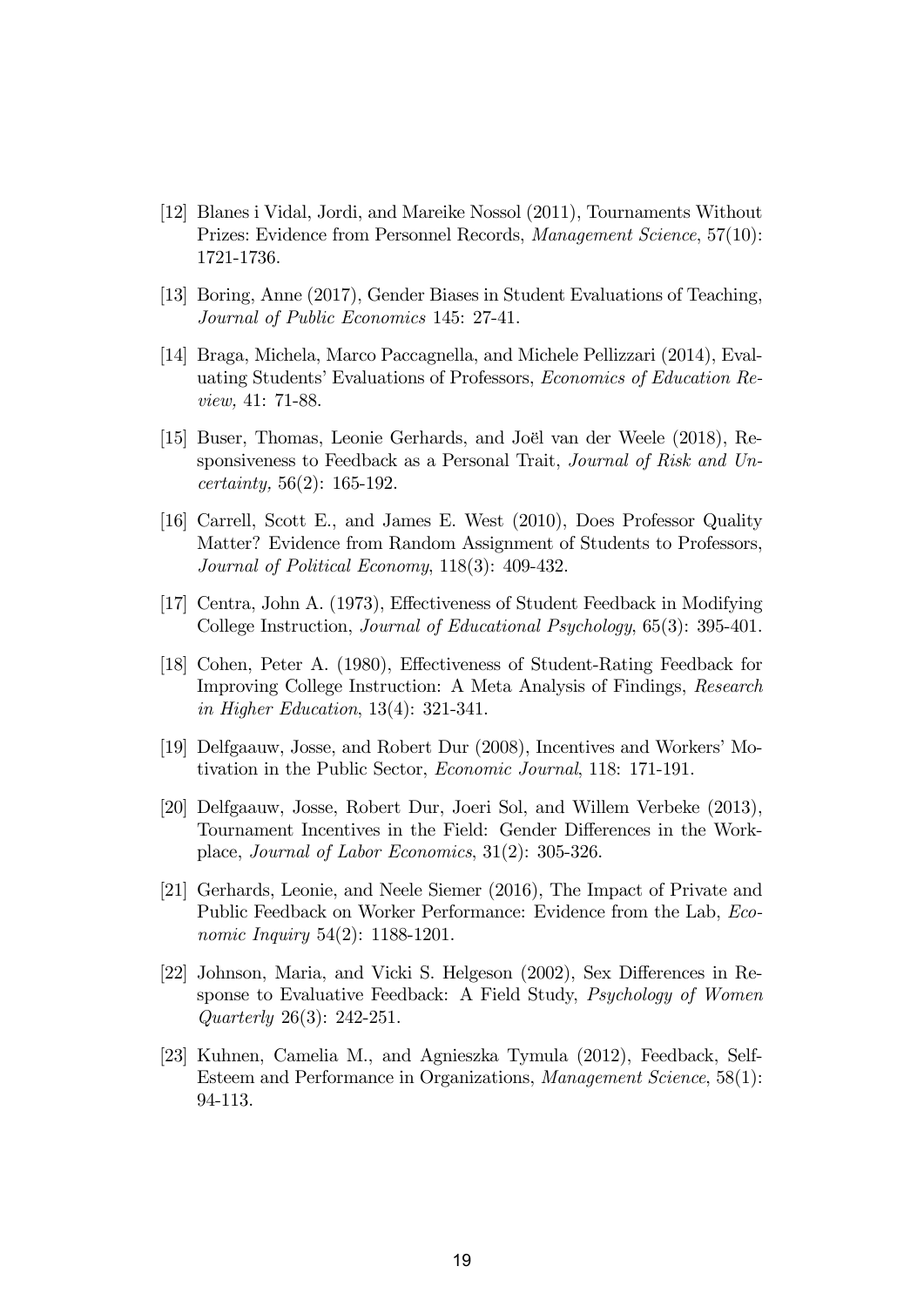[12] Blanes i Vidal, Jordi, and Mareike Nossol (2011), Tournaments Without Prizes: Evidence from Personnel Records, *Management Science*, 57(10): 1721-1736.

[13] Boring, Anne (2017), Gender Biases in Student Evaluations of Teaching, *Journal of Public Economics* 145: 27-41.

[14] Braga, Michela, Marco Paccagnella, and Michele Pellizzari (2014), Evaluating Students' Evaluations of Professors, *Economics of Education Review,* 41: 71-88.

[15] Buser, Thomas, Leonie Gerhards, and Joël van der Weele (2018), Responsiveness to Feedback as a Personal Trait, *Journal of Risk and Uncertainty,* 56(2): 165-192.

[16] Carrell, Scott E., and James E. West (2010), Does Professor Quality Matter? Evidence from Random Assignment of Students to Professors, *Journal of Political Economy*, 118(3): 409-432.

[17] Centra, John A. (1973), Effectiveness of Student Feedback in Modifying College Instruction, *Journal of Educational Psychology*, 65(3): 395-401.

[18] Cohen, Peter A. (1980), Effectiveness of Student-Rating Feedback for Improving College Instruction: A Meta Analysis of Findings, *Research in Higher Education*, 13(4): 321-341.

[19] Delfgaauw, Josse, and Robert Dur (2008), Incentives and Workers' Motivation in the Public Sector, *Economic Journal*, 118: 171-191.

[20] Delfgaauw, Josse, Robert Dur, Joeri Sol, and Willem Verbeke (2013), Tournament Incentives in the Field: Gender Differences in the Workplace, *Journal of Labor Economics*, 31(2): 305-326.

[21] Gerhards, Leonie, and Neele Siemer (2016), The Impact of Private and Public Feedback on Worker Performance: Evidence from the Lab, *Economic Inquiry* 54(2): 1188-1201.

[22] Johnson, Maria, and Vicki S. Helgeson (2002), Sex Differences in Response to Evaluative Feedback: A Field Study, *Psychology of Women Quarterly* 26(3): 242-251.

[23] Kuhnen, Camelia M., and Agnieszka Tymula (2012), Feedback, Self-Esteem and Performance in Organizations, *Management Science*, 58(1): 94-113.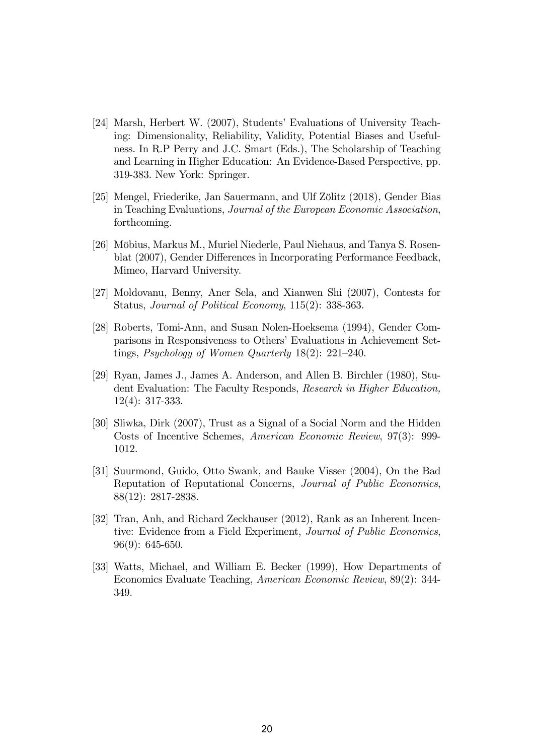[24] Marsh, Herbert W. (2007), Students' Evaluations of University Teaching: Dimensionality, Reliability, Validity, Potential Biases and Usefulness. In R.P Perry and J.C. Smart (Eds.), The Scholarship of Teaching and Learning in Higher Education: An Evidence-Based Perspective, pp. 319-383. New York: Springer.

[25] Mengel, Friederike, Jan Sauermann, and Ulf Zölitz (2018), Gender Bias in Teaching Evaluations, *Journal of the European Economic Association*, forthcoming.

[26] Möbius, Markus M., Muriel Niederle, Paul Niehaus, and Tanya S. Rosenblat (2007), Gender Differences in Incorporating Performance Feedback, Mimeo, Harvard University.

[27] Moldovanu, Benny, Aner Sela, and Xianwen Shi (2007), Contests for Status, *Journal of Political Economy*, 115(2): 338-363.

[28] Roberts, Tomi-Ann, and Susan Nolen-Hoeksema (1994), Gender Comparisons in Responsiveness to Others' Evaluations in Achievement Settings, *Psychology of Women Quarterly* 18(2): 221–240.

[29] Ryan, James J., James A. Anderson, and Allen B. Birchler (1980), Student Evaluation: The Faculty Responds, *Research in Higher Education,* 12(4): 317-333.

[30] Sliwka, Dirk (2007), Trust as a Signal of a Social Norm and the Hidden Costs of Incentive Schemes, *American Economic Review*, 97(3): 999-1012.

[31] Suurmond, Guido, Otto Swank, and Bauke Visser (2004), On the Bad Reputation of Reputational Concerns, *Journal of Public Economics*, 88(12): 2817-2838.

[32] Tran, Anh, and Richard Zeckhauser (2012), Rank as an Inherent Incentive: Evidence from a Field Experiment, *Journal of Public Economics*, 96(9): 645-650.

[33] Watts, Michael, and William E. Becker (1999), How Departments of Economics Evaluate Teaching, *American Economic Review*, 89(2): 344-349.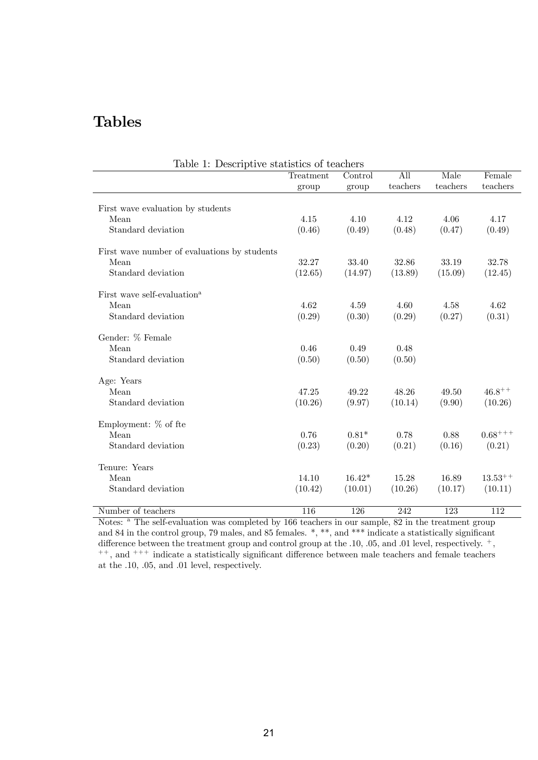# Tables

Table 1: Descriptive statistics of teachers

| | Treatment group | Control group | All teachers | Male teachers | Female teachers |
|---|---|---|---|---|---|
| First wave evaluation by students | | | | | |
| Mean | 4.15 | 4.10 | 4.12 | 4.06 | 4.17 |
| Standard deviation | (0.46) | (0.49) | (0.48) | (0.47) | (0.49) |
| First wave number of evaluations by students | | | | | |
| Mean | 32.27 | 33.40 | 32.86 | 33.19 | 32.78 |
| Standard deviation | (12.65) | (14.97) | (13.89) | (15.09) | (12.45) |
| First wave self-evaluation[a] | | | | | |
| Mean | 4.62 | 4.59 | 4.60 | 4.58 | 4.62 |
| Standard deviation | (0.29) | (0.30) | (0.29) | (0.27) | (0.31) |
| Gender: % Female | | | | | |
| Mean | 0.46 | 0.49 | 0.48 | | |
| Standard deviation | (0.50) | (0.50) | (0.50) | | |
| Age: Years | | | | | |
| Mean | 47.25 | 49.22 | 48.26 | 49.50 | $46.8^{++}$ |
| Standard deviation | (10.26) | (9.97) | (10.14) | (9.90) | (10.26) |
| Employment: % of fte | | | | | |
| Mean | 0.76 | 0.81* | 0.78 | 0.88 | $0.68^{+++}$ |
| Standard deviation | (0.23) | (0.20) | (0.21) | (0.16) | (0.21) |
| Tenure: Years | | | | | |
| Mean | 14.10 | 16.42* | 15.28 | 16.89 | $13.53^{++}$ |
| Standard deviation | (10.42) | (10.01) | (10.26) | (10.17) | (10.11) |
| Number of teachers | 116 | 126 | 242 | 123 | 112 |

Notes: [a] The self-evaluation was completed by 166 teachers in our sample, 82 in the treatment group and 84 in the control group, 79 males, and 85 females. *, **, and *** indicate a statistically significant difference between the treatment group and control group at the .10, .05, and .01 level, respectively. $^{+}$, $^{++}$, and $^{+++}$ indicate a statistically significant difference between male teachers and female teachers at the .10, .05, and .01 level, respectively.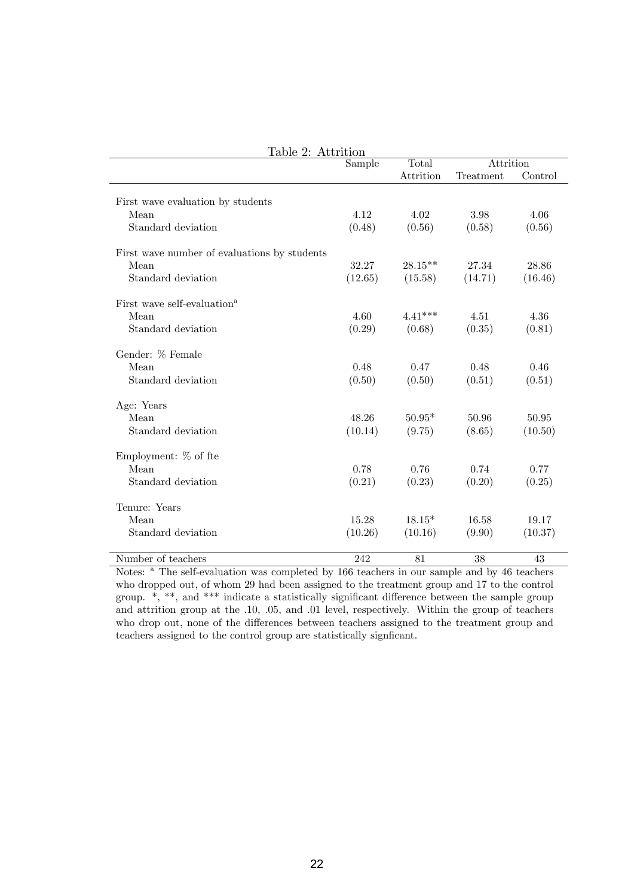Table 2: Attrition

| | Sample | Total Attrition | Attrition Treatment | Control |
|---|---|---|---|---|
| First wave evaluation by students | | | | |
| Mean | 4.12 | 4.02 | 3.98 | 4.06 |
| Standard deviation | (0.48) | (0.56) | (0.58) | (0.56) |
| First wave number of evaluations by students | | | | |
| Mean | 32.27 | 28.15** | 27.34 | 28.86 |
| Standard deviation | (12.65) | (15.58) | (14.71) | (16.46) |
| First wave self-evaluation[a] | | | | |
| Mean | 4.60 | 4.41*** | 4.51 | 4.36 |
| Standard deviation | (0.29) | (0.68) | (0.35) | (0.81) |
| Gender: % Female | | | | |
| Mean | 0.48 | 0.47 | 0.48 | 0.46 |
| Standard deviation | (0.50) | (0.50) | (0.51) | (0.51) |
| Age: Years | | | | |
| Mean | 48.26 | 50.95* | 50.96 | 50.95 |
| Standard deviation | (10.14) | (9.75) | (8.65) | (10.50) |
| Employment: % of fte | | | | |
| Mean | 0.78 | 0.76 | 0.74 | 0.77 |
| Standard deviation | (0.21) | (0.23) | (0.20) | (0.25) |
| Tenure: Years | | | | |
| Mean | 15.28 | 18.15* | 16.58 | 19.17 |
| Standard deviation | (10.26) | (10.16) | (9.90) | (10.37) |
| Number of teachers | 242 | 81 | 38 | 43 |

Notes: [a] The self-evaluation was completed by 166 teachers in our sample and by 46 teachers who dropped out, of whom 29 had been assigned to the treatment group and 17 to the control group. *, **, and *** indicate a statistically significant difference between the sample group and attrition group at the .10, .05, and .01 level, respectively. Within the group of teachers who drop out, none of the differences between teachers assigned to the treatment group and teachers assigned to the control group are statistically signficant.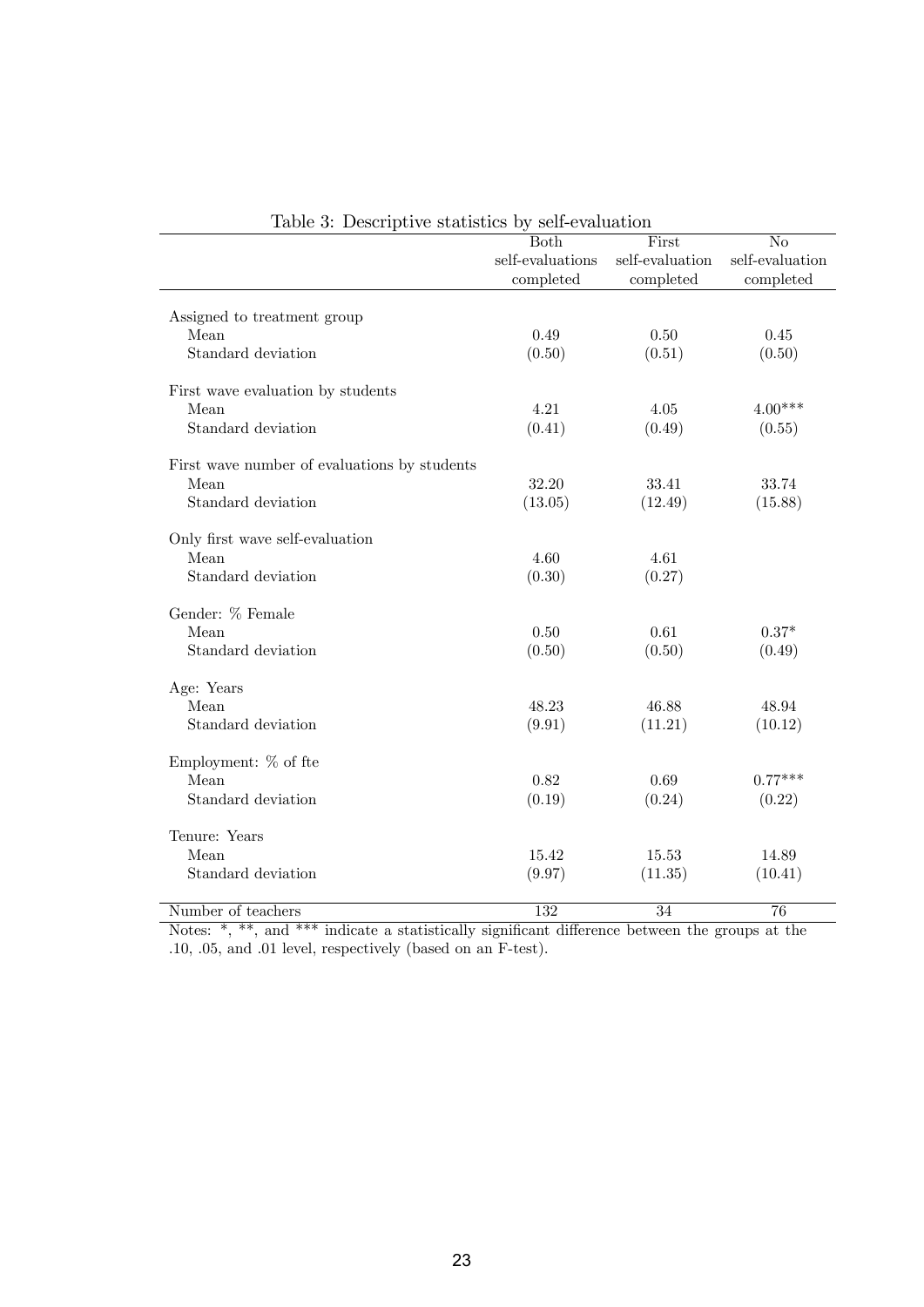Table 3: Descriptive statistics by self-evaluation

| | Both self-evaluations completed | First self-evaluation completed | No self-evaluation completed |
|---|---|---|---|
| Assigned to treatment group | | | |
| Mean | 0.49 | 0.50 | 0.45 |
| Standard deviation | (0.50) | (0.51) | (0.50) |
| First wave evaluation by students | | | |
| Mean | 4.21 | 4.05 | 4.00*** |
| Standard deviation | (0.41) | (0.49) | (0.55) |
| First wave number of evaluations by students | | | |
| Mean | 32.20 | 33.41 | 33.74 |
| Standard deviation | (13.05) | (12.49) | (15.88) |
| Only first wave self-evaluation | | | |
| Mean | 4.60 | 4.61 | |
| Standard deviation | (0.30) | (0.27) | |
| Gender: % Female | | | |
| Mean | 0.50 | 0.61 | 0.37* |
| Standard deviation | (0.50) | (0.50) | (0.49) |
| Age: Years | | | |
| Mean | 48.23 | 46.88 | 48.94 |
| Standard deviation | (9.91) | (11.21) | (10.12) |
| Employment: % of fte | | | |
| Mean | 0.82 | 0.69 | 0.77*** |
| Standard deviation | (0.19) | (0.24) | (0.22) |
| Tenure: Years | | | |
| Mean | 15.42 | 15.53 | 14.89 |
| Standard deviation | (9.97) | (11.35) | (10.41) |
| Number of teachers | 132 | 34 | 76 |

Notes: *, **, and *** indicate a statistically significant difference between the groups at the .10, .05, and .01 level, respectively (based on an F-test).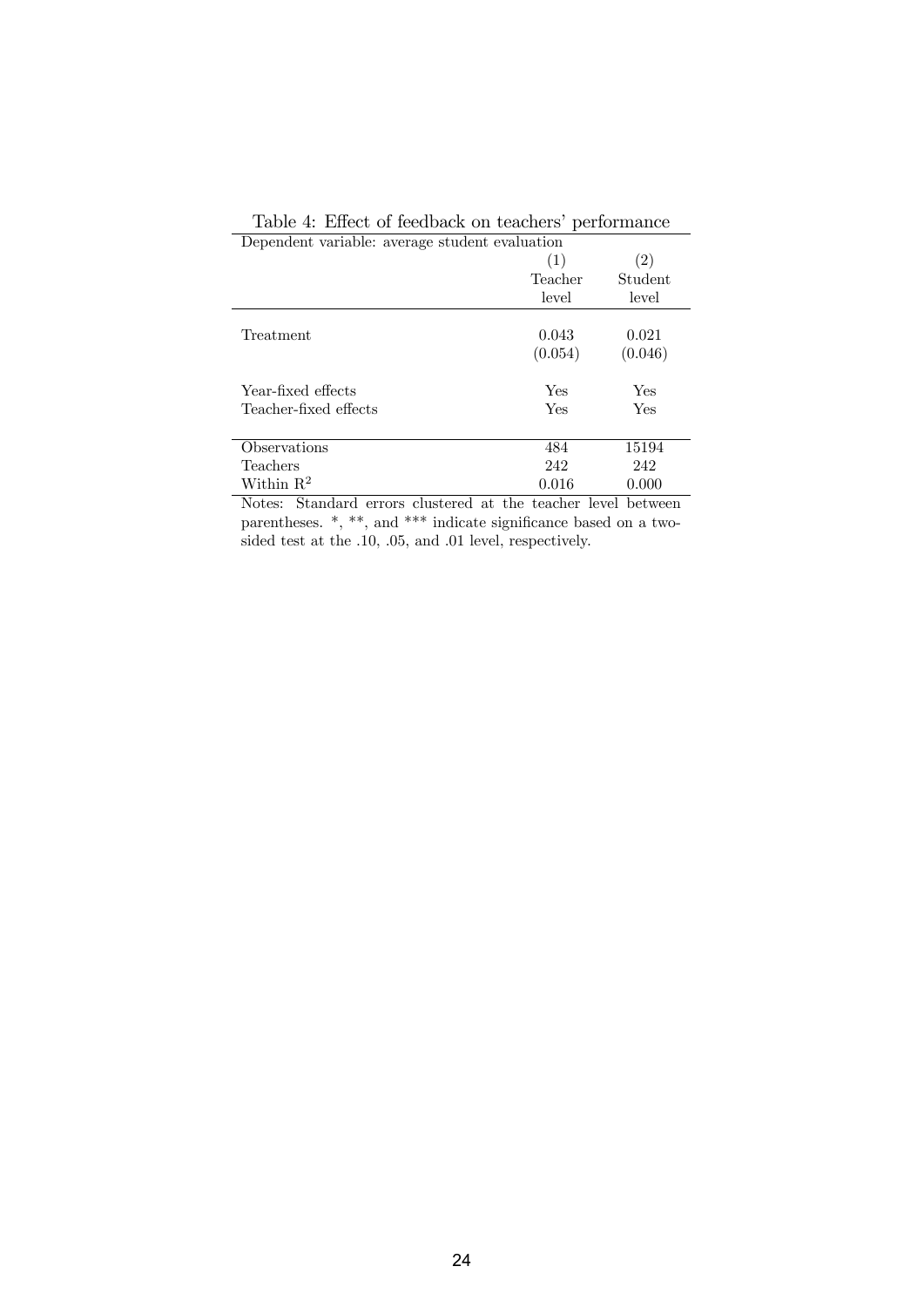Table 4: Effect of feedback on teachers' performance

| Dependent variable: average student evaluation | | |
|---|---|---|
| | (1) | (2) |
| | Teacher level | Student level |
| Treatment | 0.043 | 0.021 |
| | (0.054) | (0.046) |
| Year-fixed effects | Yes | Yes |
| Teacher-fixed effects | Yes | Yes |
| Observations | 484 | 15194 |
| Teachers | 242 | 242 |
| Within $R^2$ | 0.016 | 0.000 |

Notes: Standard errors clustered at the teacher level between parentheses. *, **, and *** indicate significance based on a two-sided test at the .10, .05, and .01 level, respectively.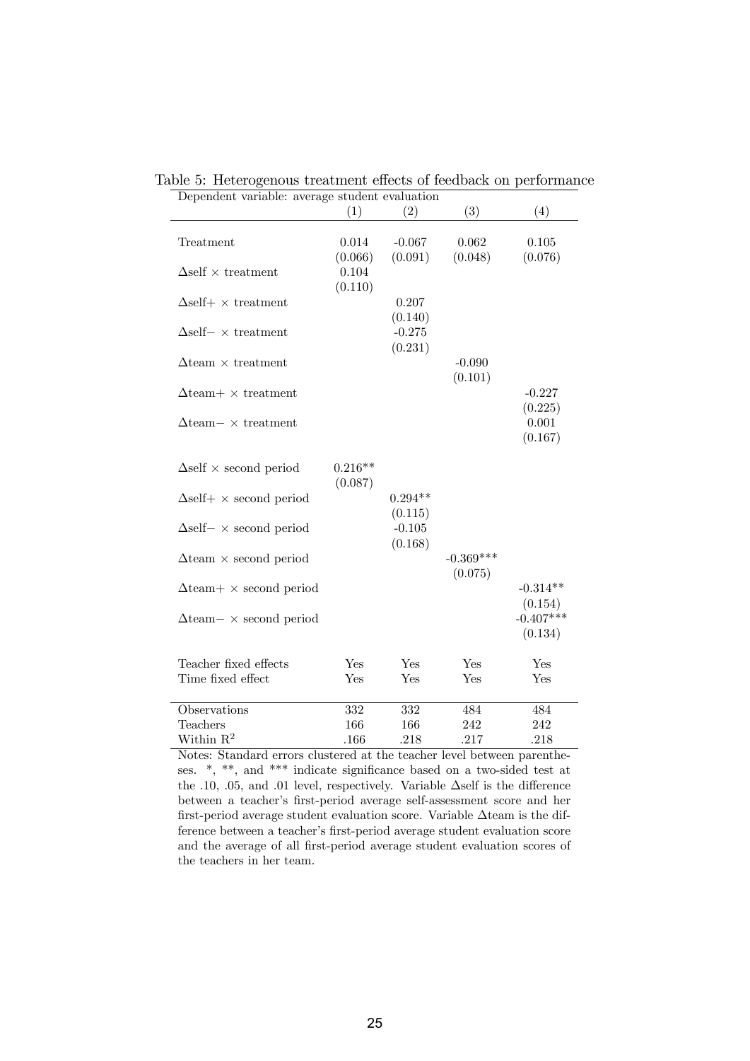Table 5: Heterogenous treatment effects of feedback on performance

| Dependent variable: average student evaluation | (1) | (2) | (3) | (4) |
|---|---|---|---|---|
| Treatment | 0.014 | -0.067 | 0.062 | 0.105 |
| | (0.066) | (0.091) | (0.048) | (0.076) |
| $\Delta$self $\times$ treatment | 0.104 | | | |
| | (0.110) | | | |
| $\Delta$self+ $\times$ treatment | | 0.207 | | |
| | | (0.140) | | |
| $\Delta$self− $\times$ treatment | | -0.275 | | |
| | | (0.231) | | |
| $\Delta$team $\times$ treatment | | | -0.090 | |
| | | | (0.101) | |
| $\Delta$team+ $\times$ treatment | | | | -0.227 |
| | | | | (0.225) |
| $\Delta$team− $\times$ treatment | | | | 0.001 |
| | | | | (0.167) |
| $\Delta$self $\times$ second period | 0.216** | | | |
| | (0.087) | | | |
| $\Delta$self+ $\times$ second period | | 0.294** | | |
| | | (0.115) | | |
| $\Delta$self− $\times$ second period | | -0.105 | | |
| | | (0.168) | | |
| $\Delta$team $\times$ second period | | | -0.369*** | |
| | | | (0.075) | |
| $\Delta$team+ $\times$ second period | | | | -0.314** |
| | | | | (0.154) |
| $\Delta$team− $\times$ second period | | | | -0.407*** |
| | | | | (0.134) |
| Teacher fixed effects | Yes | Yes | Yes | Yes |
| Time fixed effect | Yes | Yes | Yes | Yes |
| Observations | 332 | 332 | 484 | 484 |
| Teachers | 166 | 166 | 242 | 242 |
| Within $R^2$ | .166 | .218 | .217 | .218 |

Notes: Standard errors clustered at the teacher level between parentheses. *, **, and *** indicate significance based on a two-sided test at the .10, .05, and .01 level, respectively. Variable $\Delta$self is the difference between a teacher's first-period average self-assessment score and her first-period average student evaluation score. Variable $\Delta$team is the difference between a teacher's first-period average student evaluation score and the average of all first-period average student evaluation scores of the teachers in her team.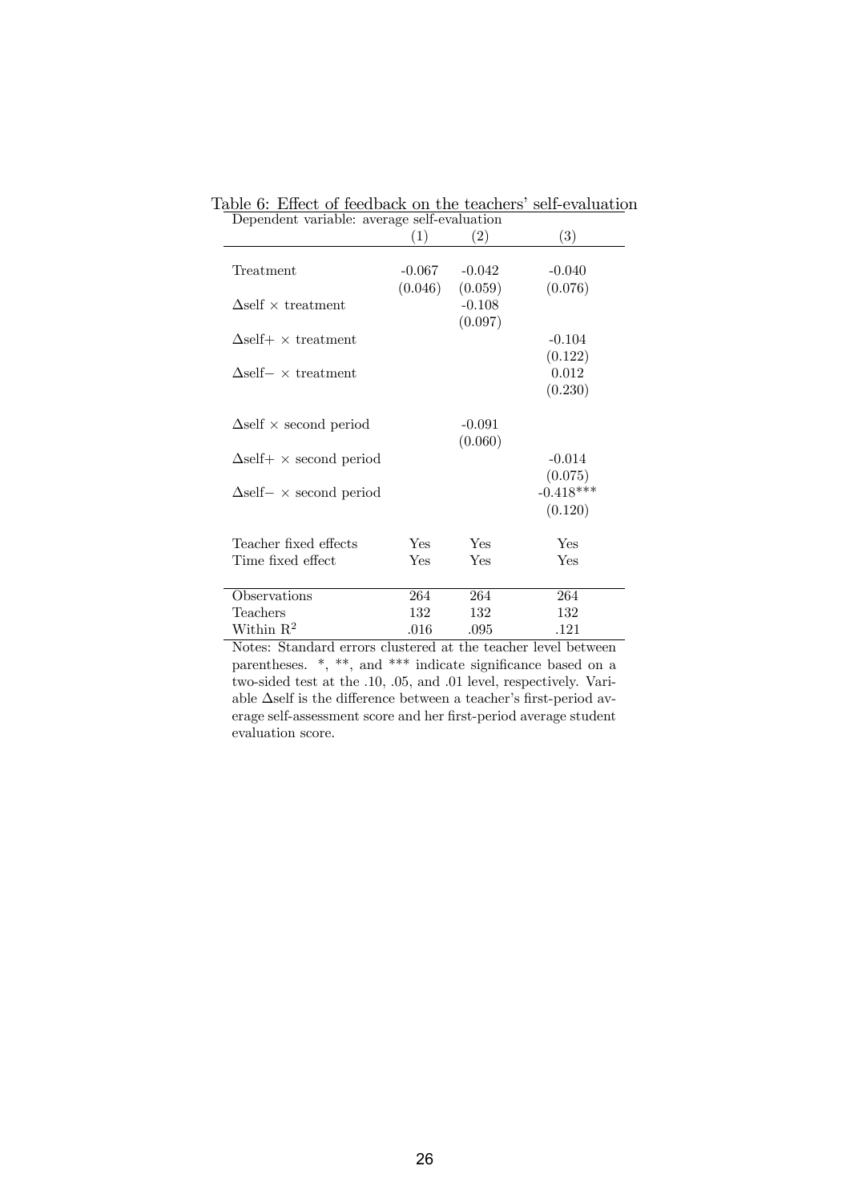Table 6: Effect of feedback on the teachers' self-evaluation

Dependent variable: average self-evaluation

| | (1) | (2) | (3) |
|---|---|---|---|
| Treatment | -0.067 | -0.042 | -0.040 |
| | (0.046) | (0.059) | (0.076) |
| $\Delta$self $\times$ treatment | | -0.108 | |
| | | (0.097) | |
| $\Delta$self+ $\times$ treatment | | | -0.104 |
| | | | (0.122) |
| $\Delta$self$-$ $\times$ treatment | | | 0.012 |
| | | | (0.230) |
| $\Delta$self $\times$ second period | | -0.091 | |
| | | (0.060) | |
| $\Delta$self+ $\times$ second period | | | -0.014 |
| | | | (0.075) |
| $\Delta$self$-$ $\times$ second period | | | -0.418*** |
| | | | (0.120) |
| Teacher fixed effects | Yes | Yes | Yes |
| Time fixed effect | Yes | Yes | Yes |
| Observations | 264 | 264 | 264 |
| Teachers | 132 | 132 | 132 |
| Within $R^2$ | .016 | .095 | .121 |

Notes: Standard errors clustered at the teacher level between parentheses. *, **, and *** indicate significance based on a two-sided test at the .10, .05, and .01 level, respectively. Variable $\Delta$self is the difference between a teacher's first-period average self-assessment score and her first-period average student evaluation score.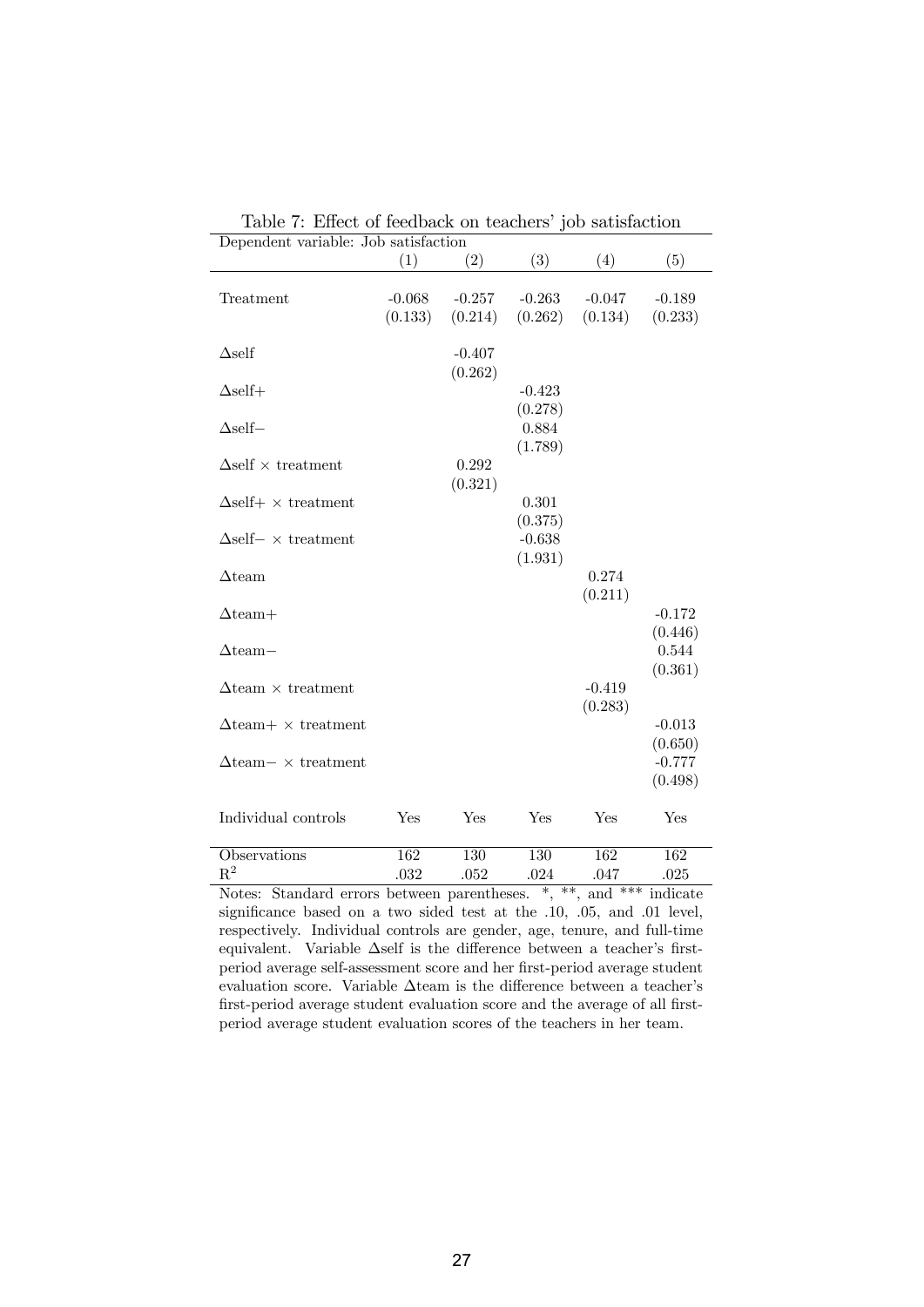Table 7: Effect of feedback on teachers' job satisfaction

| Dependent variable: Job satisfaction | | | | | |
|---|---|---|---|---|---|
| | (1) | (2) | (3) | (4) | (5) |
| Treatment | -0.068 | -0.257 | -0.263 | -0.047 | -0.189 |
| | (0.133) | (0.214) | (0.262) | (0.134) | (0.233) |
| $\Delta$self | | -0.407 | | | |
| | | (0.262) | | | |
| $\Delta$self+ | | | -0.423 | | |
| | | | (0.278) | | |
| $\Delta$self− | | | 0.884 | | |
| | | | (1.789) | | |
| $\Delta$self × treatment | | 0.292 | | | |
| | | (0.321) | | | |
| $\Delta$self+ × treatment | | | 0.301 | | |
| | | | (0.375) | | |
| $\Delta$self− × treatment | | | -0.638 | | |
| | | | (1.931) | | |
| $\Delta$team | | | | 0.274 | |
| | | | | (0.211) | |
| $\Delta$team+ | | | | | -0.172 |
| | | | | | (0.446) |
| $\Delta$team− | | | | | 0.544 |
| | | | | | (0.361) |
| $\Delta$team × treatment | | | | -0.419 | |
| | | | | (0.283) | |
| $\Delta$team+ × treatment | | | | | -0.013 |
| | | | | | (0.650) |
| $\Delta$team− × treatment | | | | | -0.777 |
| | | | | | (0.498) |
| Individual controls | Yes | Yes | Yes | Yes | Yes |
| Observations | 162 | 130 | 130 | 162 | 162 |
| $R^2$ | .032 | .052 | .024 | .047 | .025 |

Notes: Standard errors between parentheses. *, **, and *** indicate significance based on a two sided test at the .10, .05, and .01 level, respectively. Individual controls are gender, age, tenure, and full-time equivalent. Variable $\Delta$self is the difference between a teacher's first-period average self-assessment score and her first-period average student evaluation score. Variable $\Delta$team is the difference between a teacher's first-period average student evaluation score and the average of all first-period average student evaluation scores of the teachers in her team.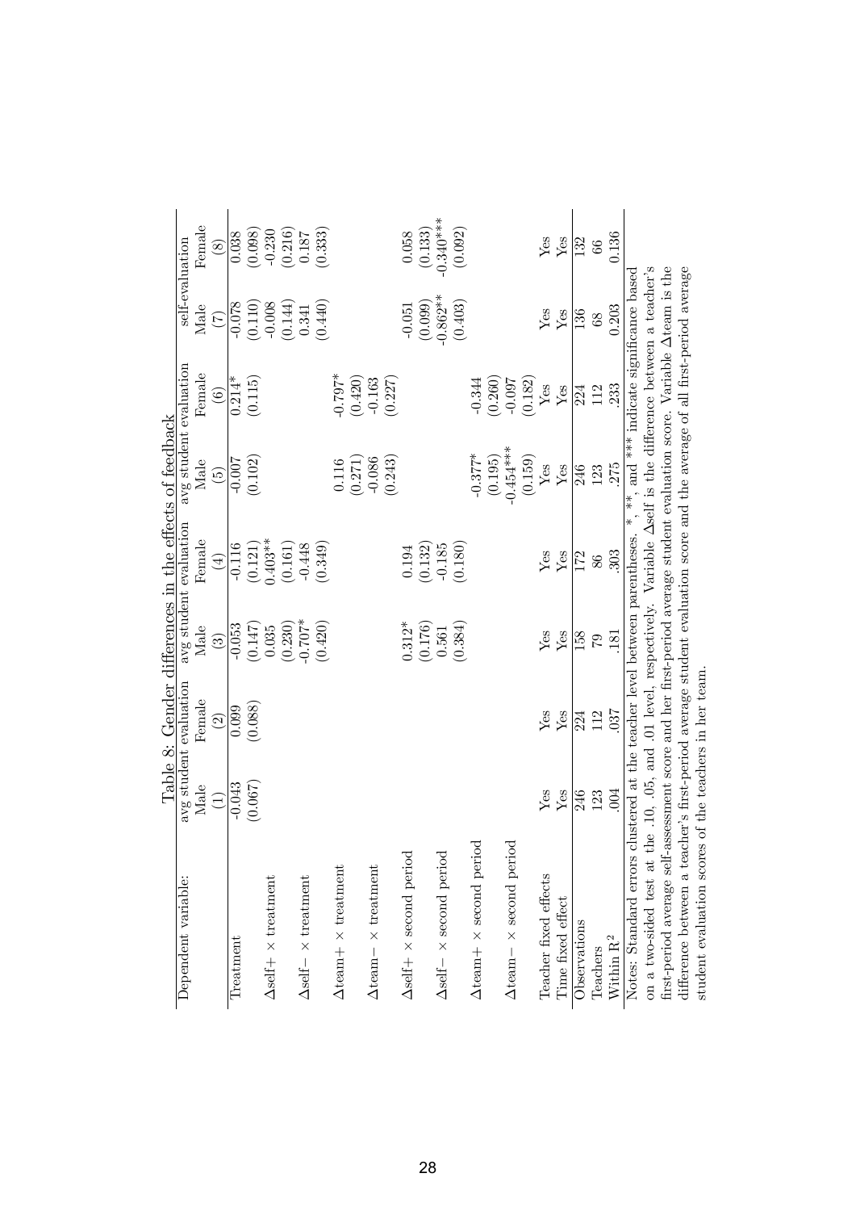Table 8: Gender differences in the effects of feedback

| Dependent variable: | avg student evaluation | | avg student evaluation | | avg student evaluation | | self-evaluation | |
|---|---|---|---|---|---|---|---|---|
| | Male | Female | Male | Female | Male | Female | Male | Female |
| | (1) | (2) | (3) | (4) | (5) | (6) | (7) | (8) |
| Treatment | -0.043 | 0.099 | -0.053 | -0.116 | -0.007 | 0.214* | -0.078 | 0.038 |
| | (0.067) | (0.088) | (0.147) | (0.121) | (0.102) | (0.115) | (0.110) | (0.098) |
| $\Delta$self+ × treatment | | | 0.035 | 0.403** | | | -0.008 | -0.230 |
| | | | (0.230) | (0.161) | | | (0.144) | (0.216) |
| $\Delta$self− × treatment | | | -0.707* | -0.448 | | | 0.341 | 0.187 |
| | | | (0.420) | (0.349) | | | (0.440) | (0.333) |
| $\Delta$team+ × treatment | | | | | 0.116 | -0.797* | | |
| | | | | | (0.271) | (0.420) | | |
| $\Delta$team− × treatment | | | | | -0.086 | -0.163 | | |
| | | | | | (0.243) | (0.227) | | |
| $\Delta$self+ × second period | | | 0.312* | 0.194 | | | -0.051 | 0.058 |
| | | | (0.176) | (0.132) | | | (0.099) | (0.133) |
| $\Delta$self− × second period | | | 0.561 | -0.185 | | | -0.862** | -0.340*** |
| | | | (0.384) | (0.180) | | | (0.403) | (0.092) |
| $\Delta$team+ × second period | | | | | -0.377* | -0.344 | | |
| | | | | | (0.195) | (0.260) | | |
| $\Delta$team− × second period | | | | | -0.454*** | -0.097 | | |
| | | | | | (0.159) | (0.182) | | |
| Teacher fixed effects | Yes | Yes | Yes | Yes | Yes | Yes | Yes | Yes |
| Time fixed effect | Yes | Yes | Yes | Yes | Yes | Yes | Yes | Yes |
| Observations | 246 | 224 | 158 | 172 | 246 | 224 | 136 | 132 |
| Teachers | 123 | 112 | 79 | 86 | 123 | 112 | 68 | 66 |
| Within $R^2$ | .004 | .037 | .181 | .303 | .275 | .233 | 0.203 | 0.136 |

Notes: Standard errors clustered at the teacher level between parentheses. *, **, and *** indicate significance based on a two-sided test at the .10, .05, and .01 level, respectively. Variable $\Delta$self is the difference between a teacher's first-period average self-assessment score and her first-period average student evaluation score. Variable $\Delta$team is the difference between a teacher's first-period average student evaluation score and the average of all first-period average student evaluation scores of the teachers in her team.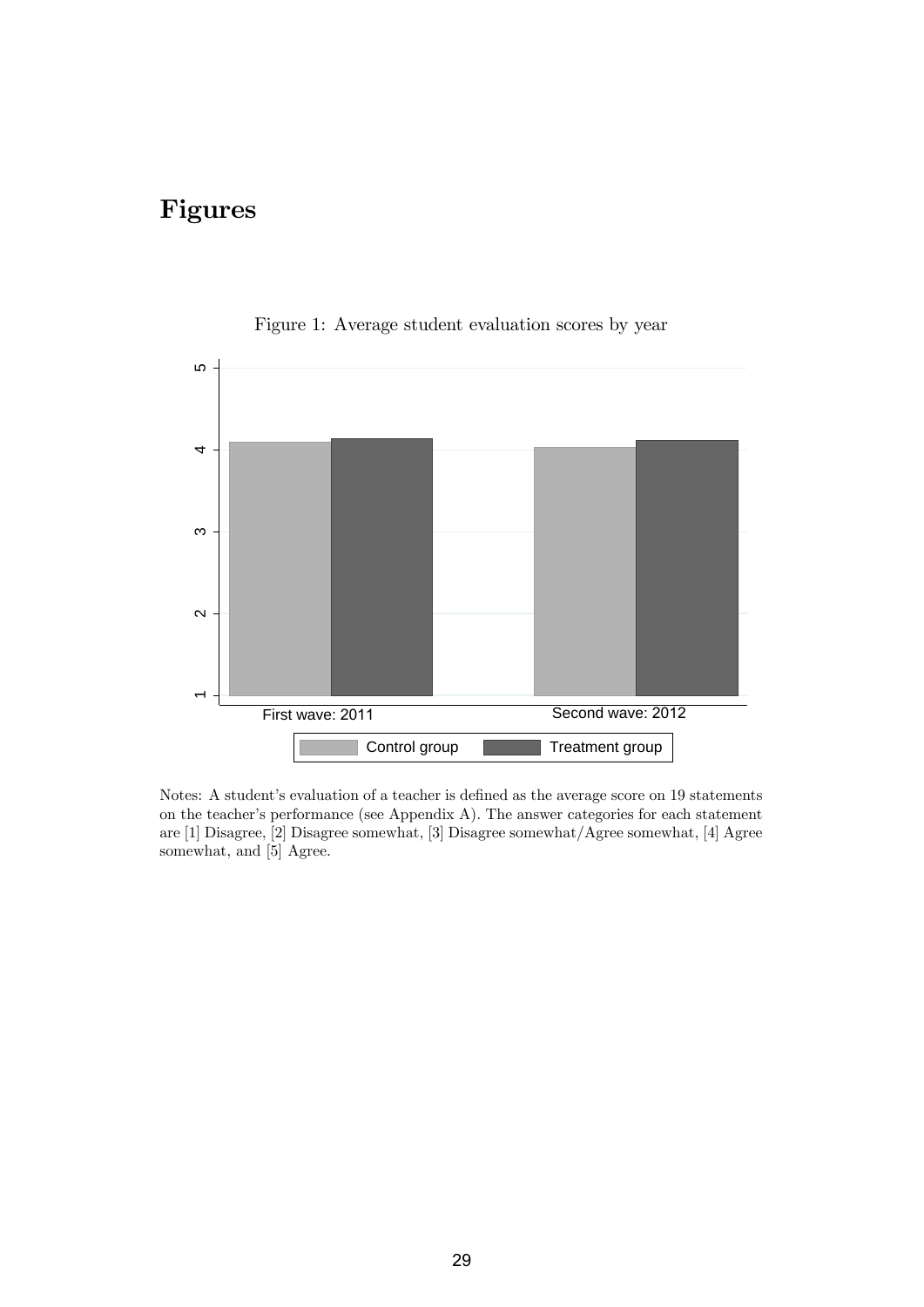# Figures

Figure 1: Average student evaluation scores by year

Notes: A student's evaluation of a teacher is defined as the average score on 19 statements on the teacher's performance (see Appendix A). The answer categories for each statement are [1] Disagree, [2] Disagree somewhat, [3] Disagree somewhat/Agree somewhat, [4] Agree somewhat, and [5] Agree.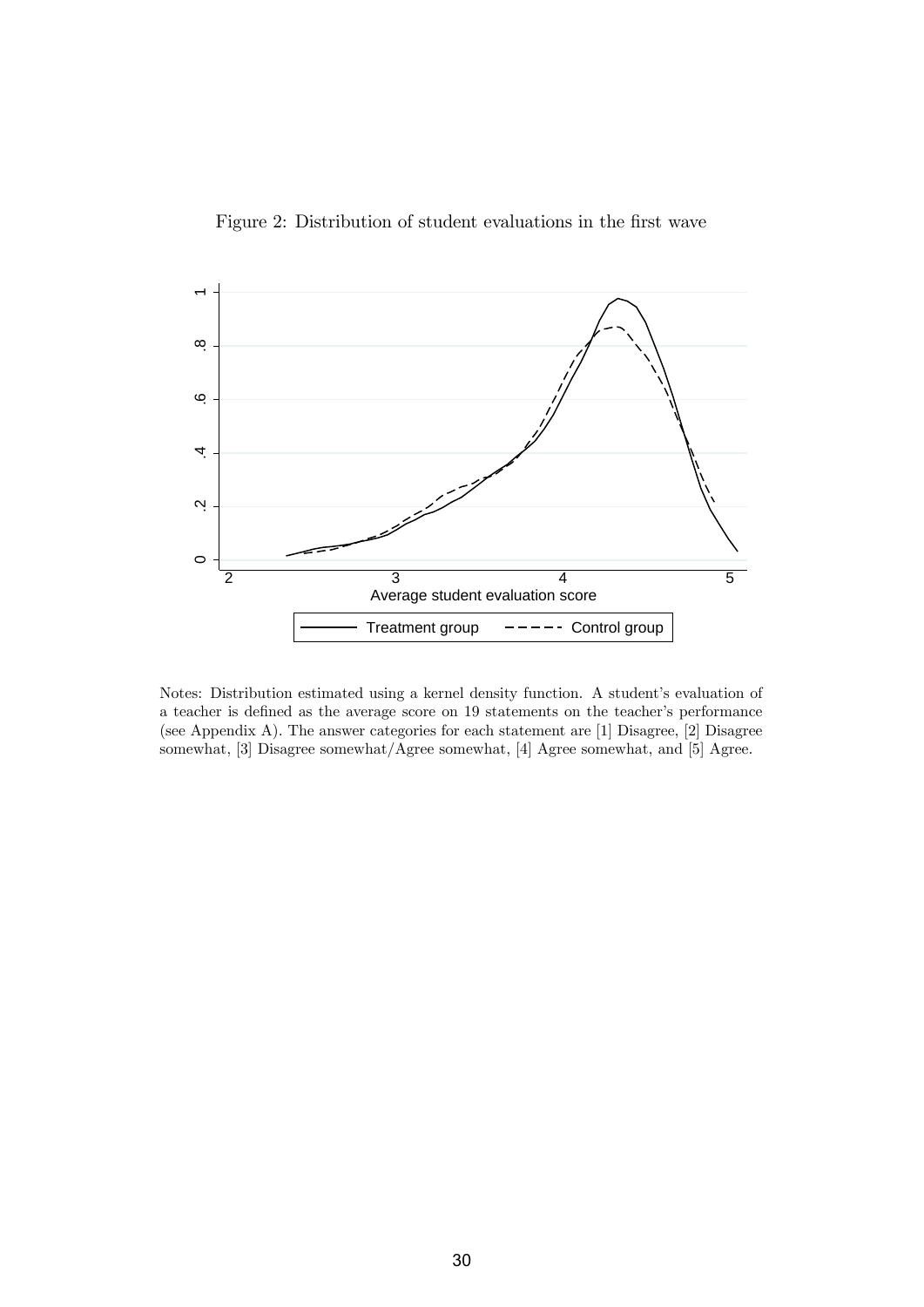Figure 2: Distribution of student evaluations in the first wave

Notes: Distribution estimated using a kernel density function. A student's evaluation of a teacher is defined as the average score on 19 statements on the teacher's performance (see Appendix A). The answer categories for each statement are [1] Disagree, [2] Disagree somewhat, [3] Disagree somewhat/Agree somewhat, [4] Agree somewhat, and [5] Agree.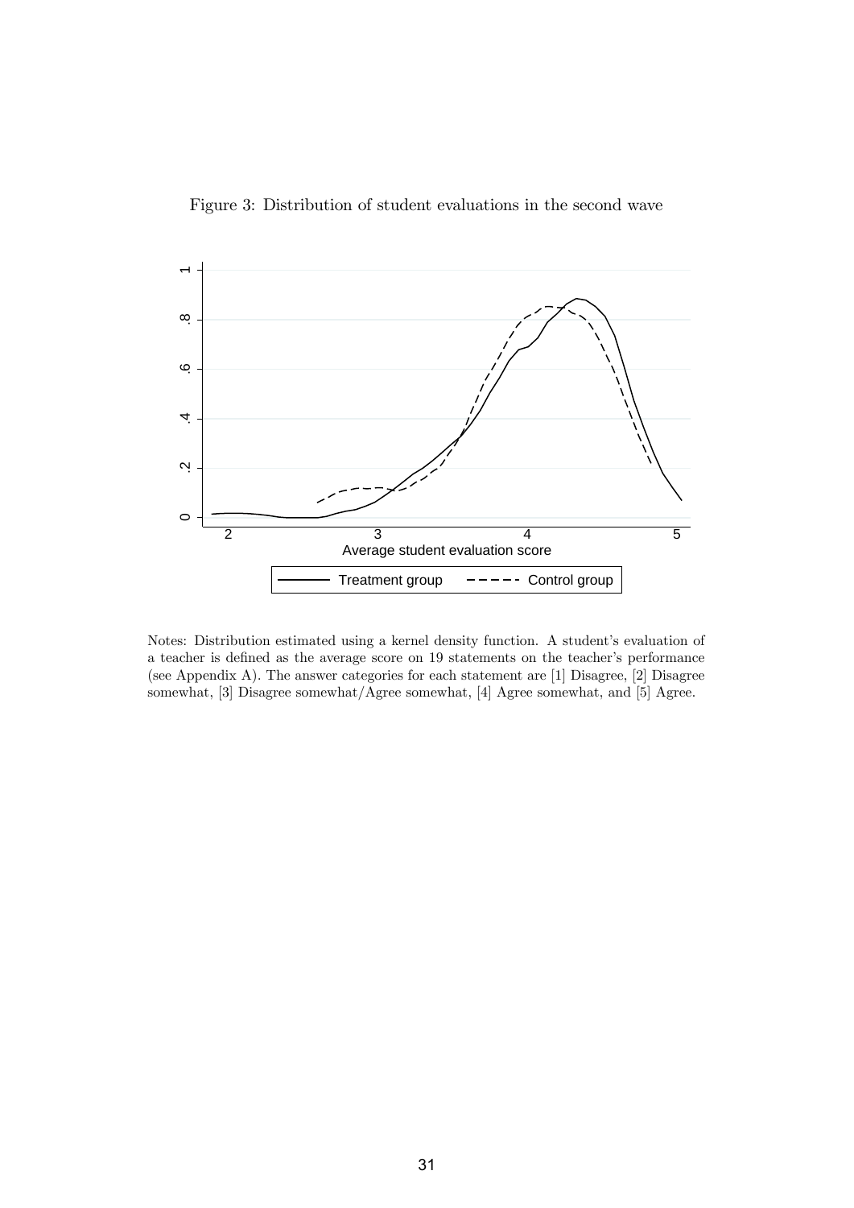Figure 3: Distribution of student evaluations in the second wave

Notes: Distribution estimated using a kernel density function. A student's evaluation of a teacher is defined as the average score on 19 statements on the teacher's performance (see Appendix A). The answer categories for each statement are [1] Disagree, [2] Disagree somewhat, [3] Disagree somewhat/Agree somewhat, [4] Agree somewhat, and [5] Agree.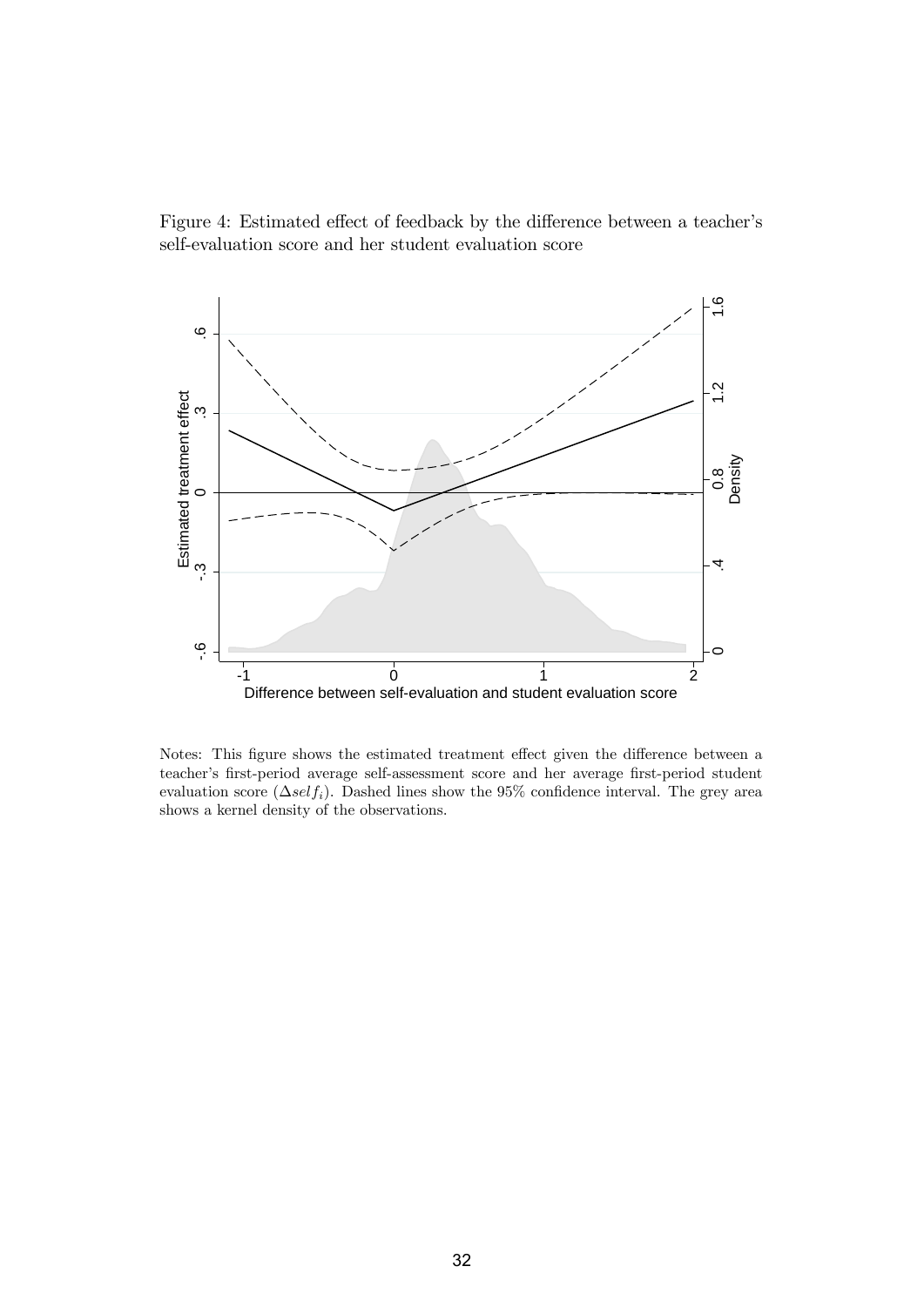Figure 4: Estimated effect of feedback by the difference between a teacher's self-evaluation score and her student evaluation score

Notes: This figure shows the estimated treatment effect given the difference between a teacher's first-period average self-assessment score and her average first-period student evaluation score ($\Delta self_i$). Dashed lines show the 95% confidence interval. The grey area shows a kernel density of the observations.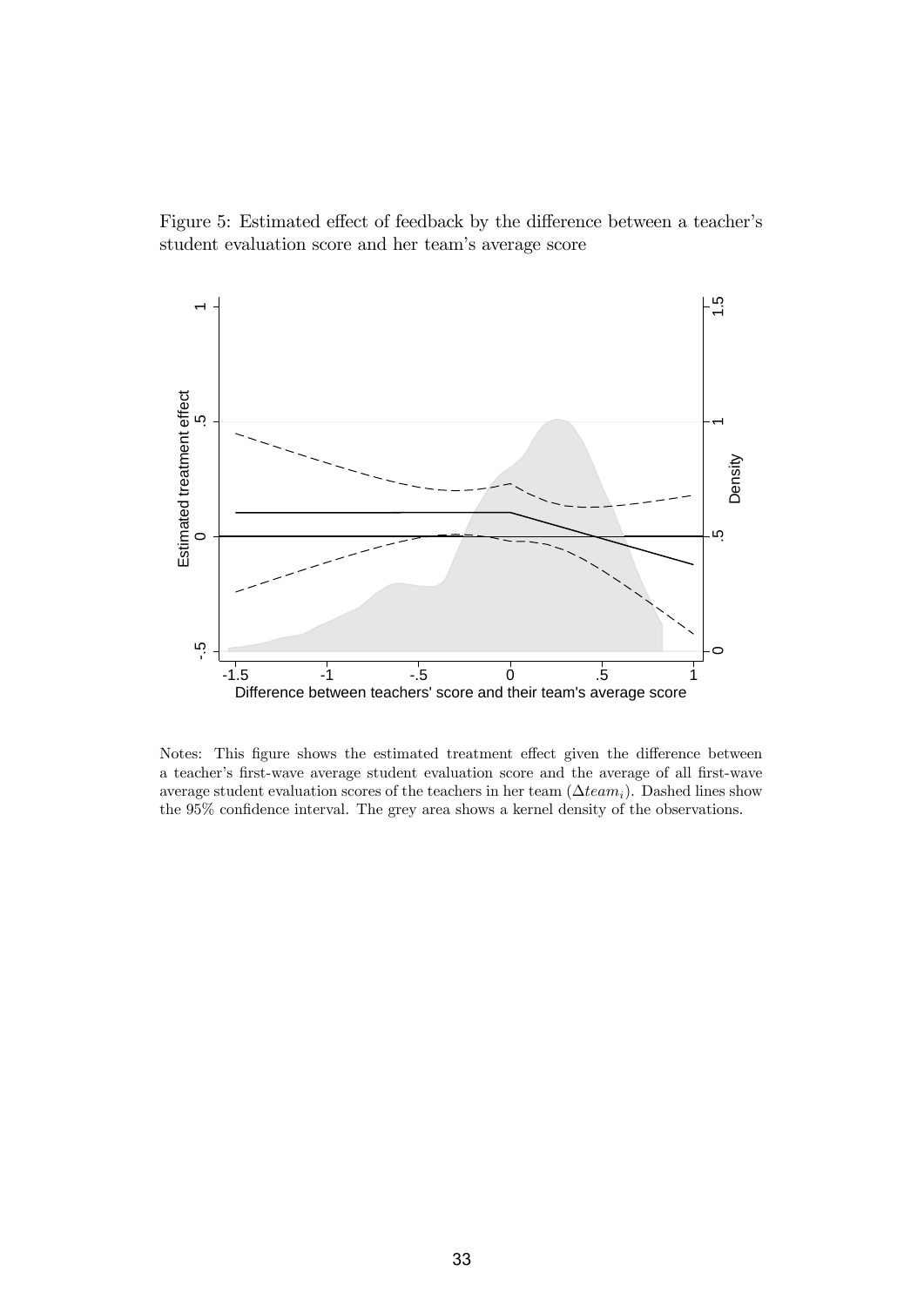Figure 5: Estimated effect of feedback by the difference between a teacher's student evaluation score and her team's average score

Notes: This figure shows the estimated treatment effect given the difference between a teacher's first-wave average student evaluation score and the average of all first-wave average student evaluation scores of the teachers in her team ($\Delta team_i$). Dashed lines show the 95% confidence interval. The grey area shows a kernel density of the observations.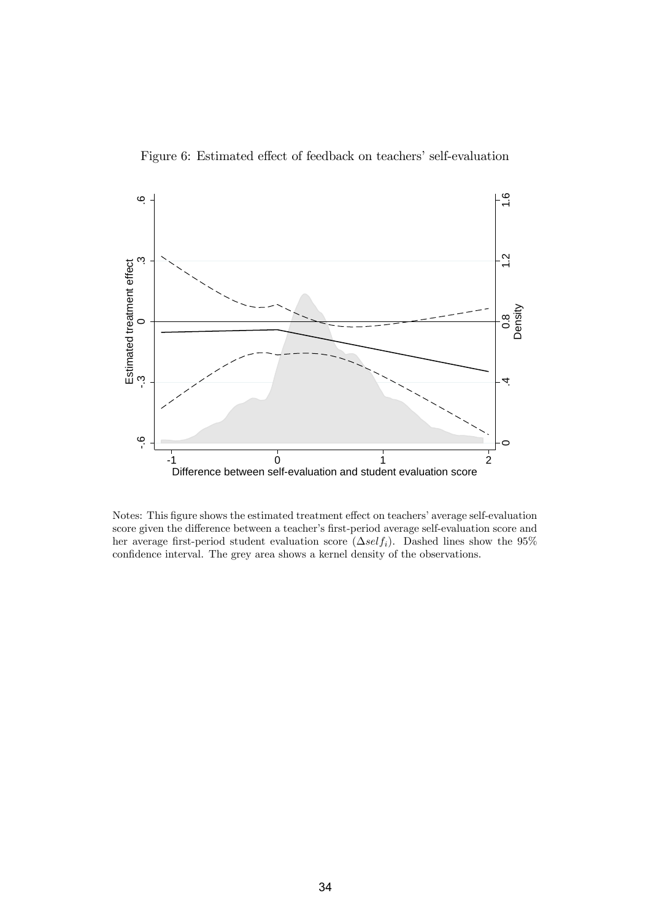Figure 6: Estimated effect of feedback on teachers' self-evaluation

Notes: This figure shows the estimated treatment effect on teachers' average self-evaluation score given the difference between a teacher's first-period average self-evaluation score and her average first-period student evaluation score ($\Delta self_i$). Dashed lines show the 95% confidence interval. The grey area shows a kernel density of the observations.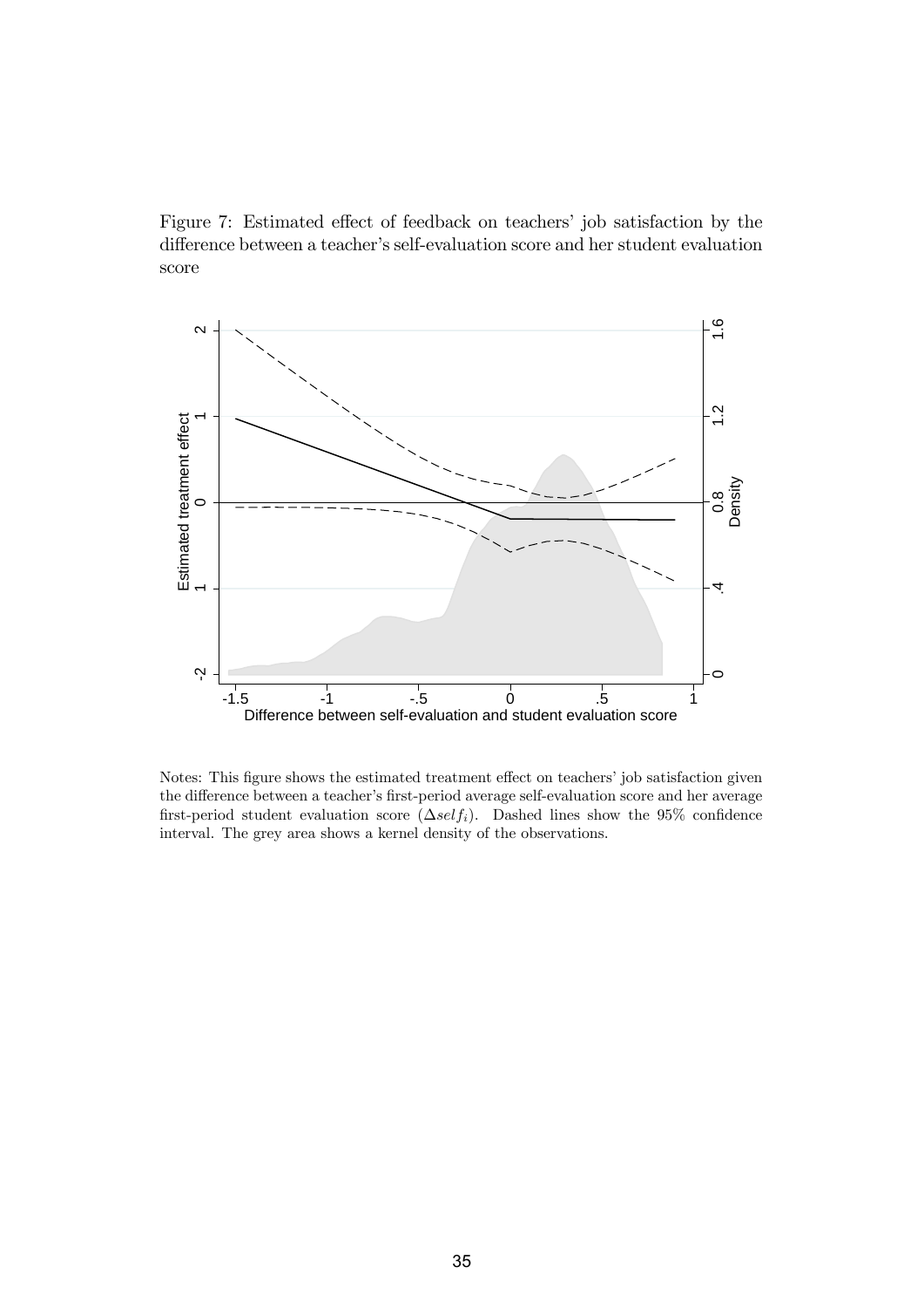Figure 7: Estimated effect of feedback on teachers' job satisfaction by the difference between a teacher's self-evaluation score and her student evaluation score

Notes: This figure shows the estimated treatment effect on teachers' job satisfaction given the difference between a teacher's first-period average self-evaluation score and her average first-period student evaluation score ($\Delta self_i$). Dashed lines show the 95% confidence interval. The grey area shows a kernel density of the observations.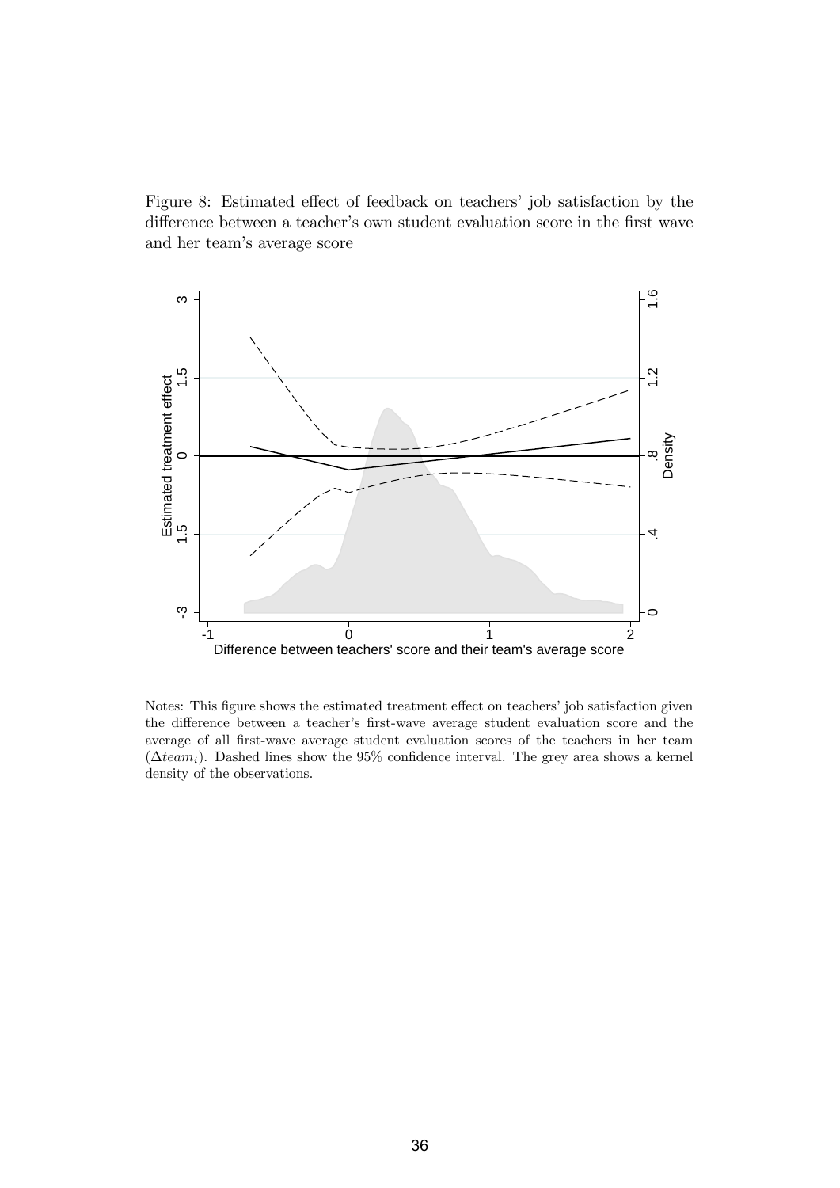Figure 8: Estimated effect of feedback on teachers' job satisfaction by the difference between a teacher's own student evaluation score in the first wave and her team's average score

Notes: This figure shows the estimated treatment effect on teachers' job satisfaction given the difference between a teacher's first-wave average student evaluation score and the average of all first-wave average student evaluation scores of the teachers in her team ($\Delta team_i$). Dashed lines show the 95% confidence interval. The grey area shows a kernel density of the observations.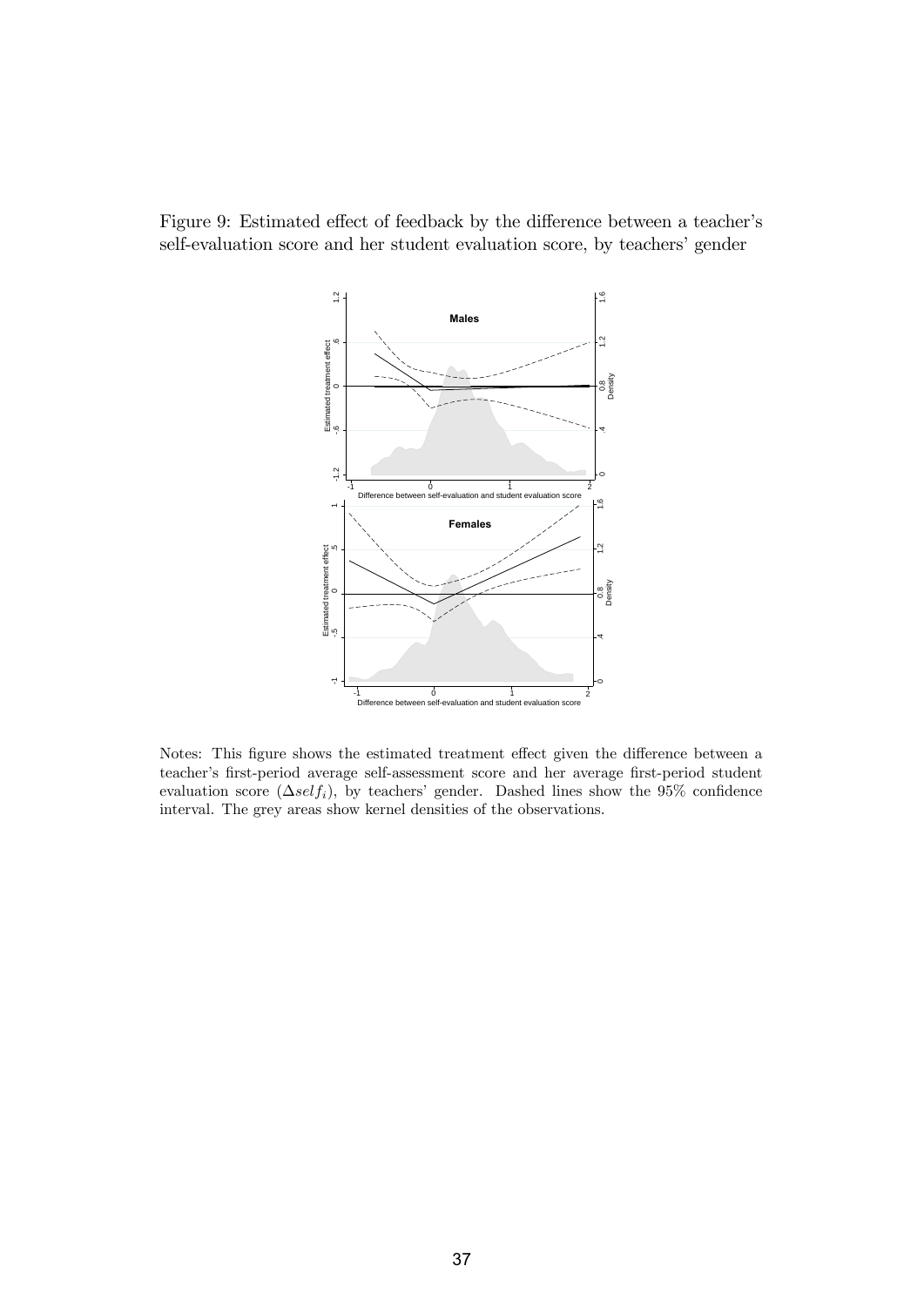Figure 9: Estimated effect of feedback by the difference between a teacher's self-evaluation score and her student evaluation score, by teachers' gender

Notes: This figure shows the estimated treatment effect given the difference between a teacher's first-period average self-assessment score and her average first-period student evaluation score ($\Delta self_i$), by teachers' gender. Dashed lines show the 95% confidence interval. The grey areas show kernel densities of the observations.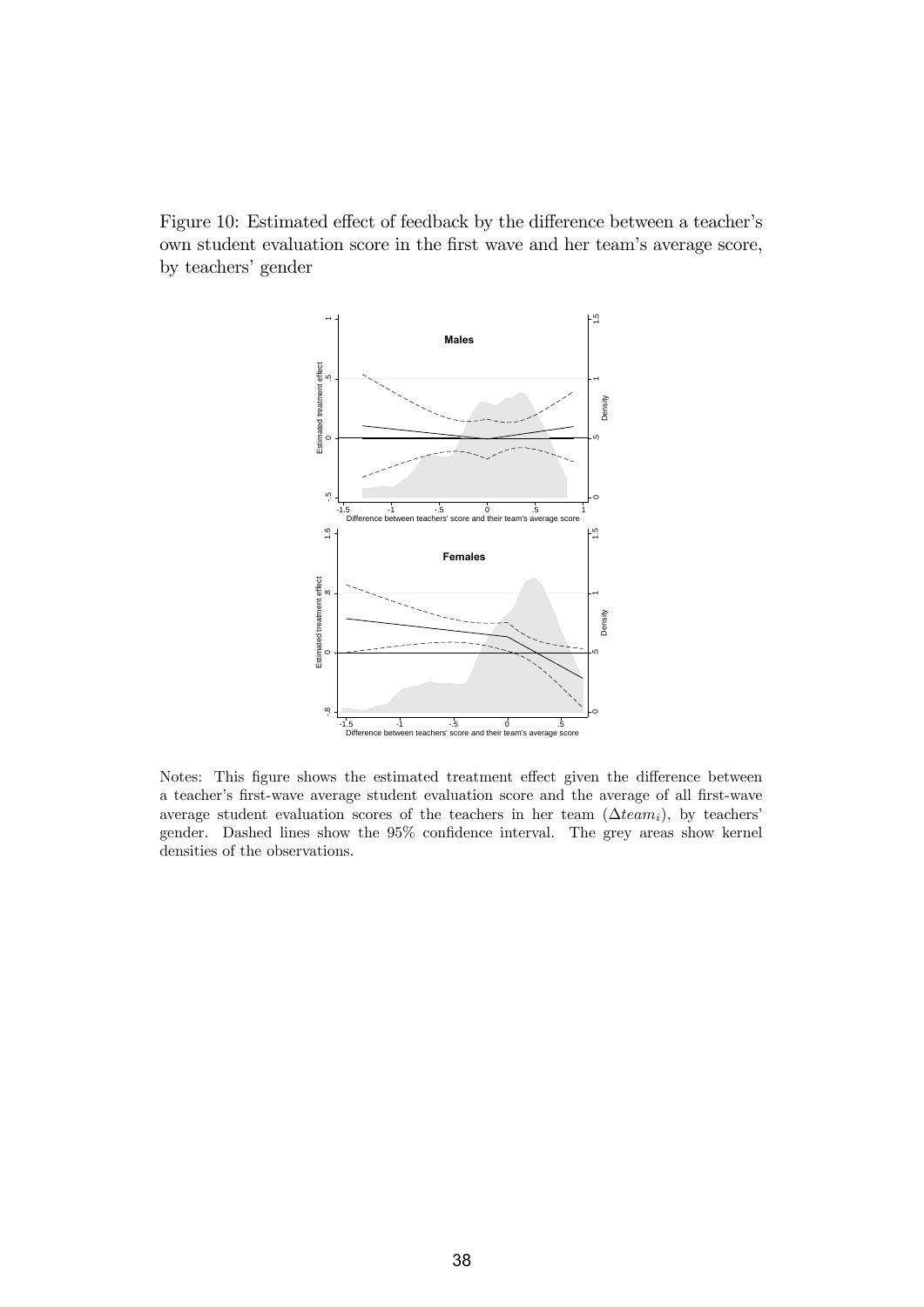Figure 10: Estimated effect of feedback by the difference between a teacher's own student evaluation score in the first wave and her team's average score, by teachers' gender

Notes: This figure shows the estimated treatment effect given the difference between a teacher's first-wave average student evaluation score and the average of all first-wave average student evaluation scores of the teachers in her team ($\Delta team_i$), by teachers' gender. Dashed lines show the 95% confidence interval. The grey areas show kernel densities of the observations.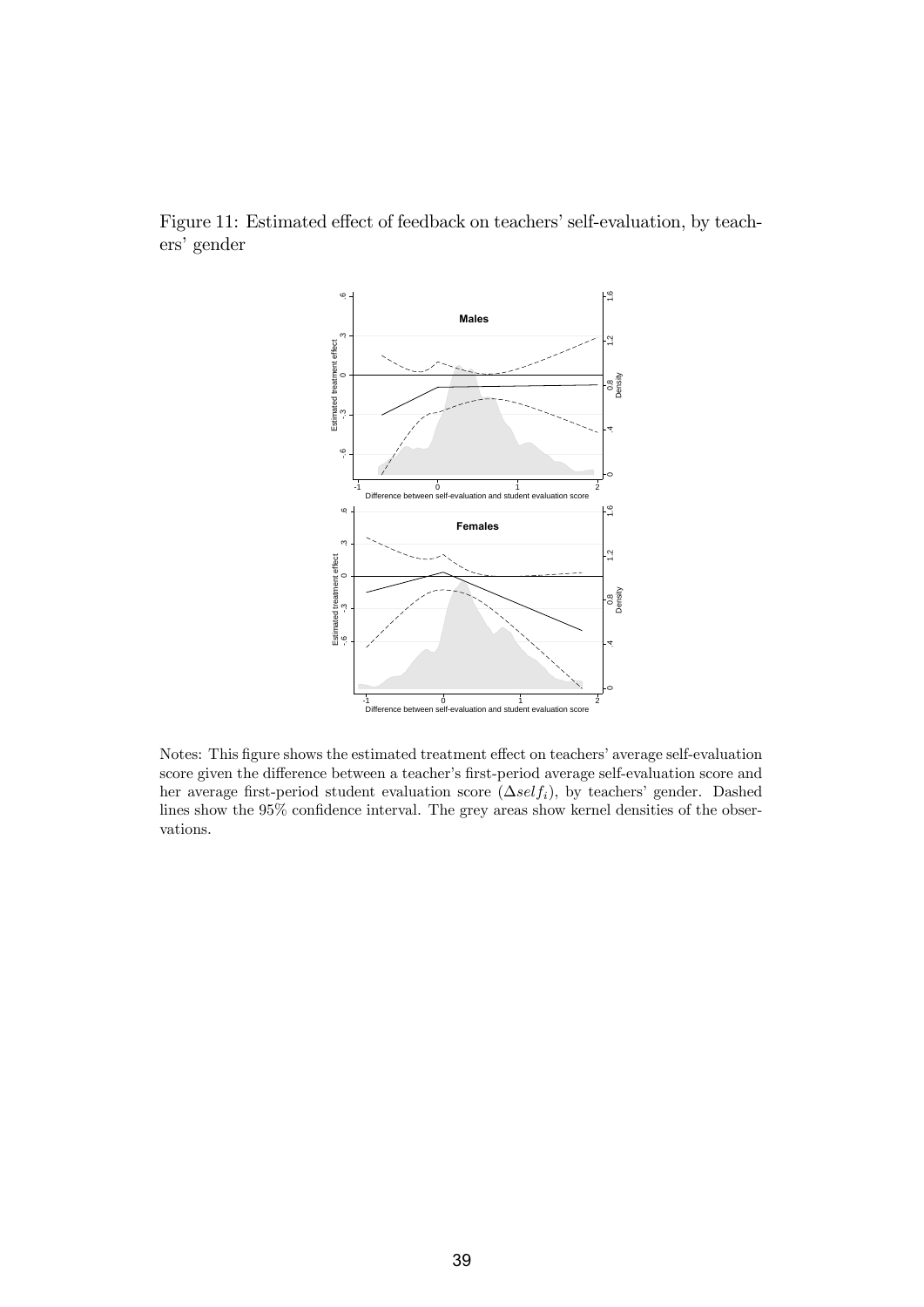Figure 11: Estimated effect of feedback on teachers' self-evaluation, by teachers' gender

Notes: This figure shows the estimated treatment effect on teachers' average self-evaluation score given the difference between a teacher's first-period average self-evaluation score and her average first-period student evaluation score ($\Delta self_i$), by teachers' gender. Dashed lines show the 95% confidence interval. The grey areas show kernel densities of the observations.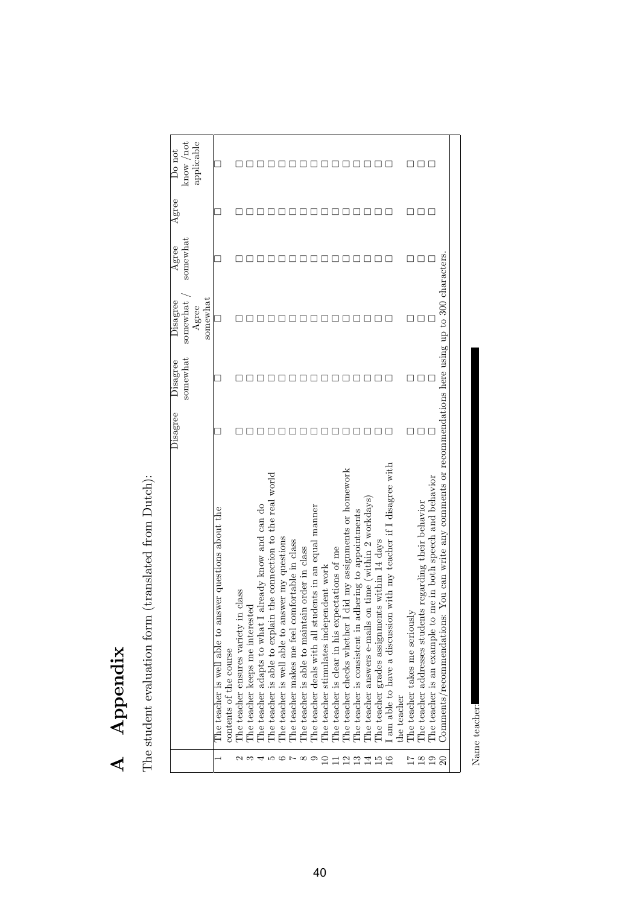# A Appendix

The student evaluation form (translated from Dutch):

| | | Disagree | Disagree somewhat | Disagree somewhat / Agree somewhat | Agree somewhat | Agree | Do not know /not applicable |
|---|---|---|---|---|---|---|---|
| 1 | The teacher is well able to answer questions about the contents of the course | ☐ | ☐ | ☐ | ☐ | ☐ | ☐ |
| 2 | The teacher ensures variety in class | ☐ | ☐ | ☐ | ☐ | ☐ | ☐ |
| 3 | The teacher keeps me interested | ☐ | ☐ | ☐ | ☐ | ☐ | ☐ |
| 4 | The teacher adapts to what I already know and can do | ☐ | ☐ | ☐ | ☐ | ☐ | ☐ |
| 5 | The teacher is able to explain the connection to the real world | ☐ | ☐ | ☐ | ☐ | ☐ | ☐ |
| 6 | The teacher is well able to answer my questions | ☐ | ☐ | ☐ | ☐ | ☐ | ☐ |
| 7 | The teacher makes me feel comfortable in class | ☐ | ☐ | ☐ | ☐ | ☐ | ☐ |
| 8 | The teacher is able to maintain order in class | ☐ | ☐ | ☐ | ☐ | ☐ | ☐ |
| 9 | The teacher deals with all students in an equal manner | ☐ | ☐ | ☐ | ☐ | ☐ | ☐ |
| 10 | The teacher stimulates independent work | ☐ | ☐ | ☐ | ☐ | ☐ | ☐ |
| 11 | The teacher is clear in his expectations of me | ☐ | ☐ | ☐ | ☐ | ☐ | ☐ |
| 12 | The teacher checks whether I did my assignments or homework | ☐ | ☐ | ☐ | ☐ | ☐ | ☐ |
| 13 | The teacher is consistent in adhering to appointments | ☐ | ☐ | ☐ | ☐ | ☐ | ☐ |
| 14 | The teacher answers e-mails on time (within 2 workdays) | ☐ | ☐ | ☐ | ☐ | ☐ | ☐ |
| 15 | The teacher grades assignments within 14 days | ☐ | ☐ | ☐ | ☐ | ☐ | ☐ |
| 16 | I am able to have a discussion with my teacher if I disagree with the teacher | ☐ | ☐ | ☐ | ☐ | ☐ | ☐ |
| 17 | The teacher takes me seriously | ☐ | ☐ | ☐ | ☐ | ☐ | ☐ |
| 18 | The teacher addresses students regarding their behavior | ☐ | ☐ | ☐ | ☐ | ☐ | ☐ |
| 19 | The teacher is an example to me in both speech and behavior | ☐ | ☐ | ☐ | ☐ | ☐ | ☐ |
| 20 | Comments/recommendations: You can write any comments or recommendations here using up to 300 characters. | | | | | | |

Name teacher: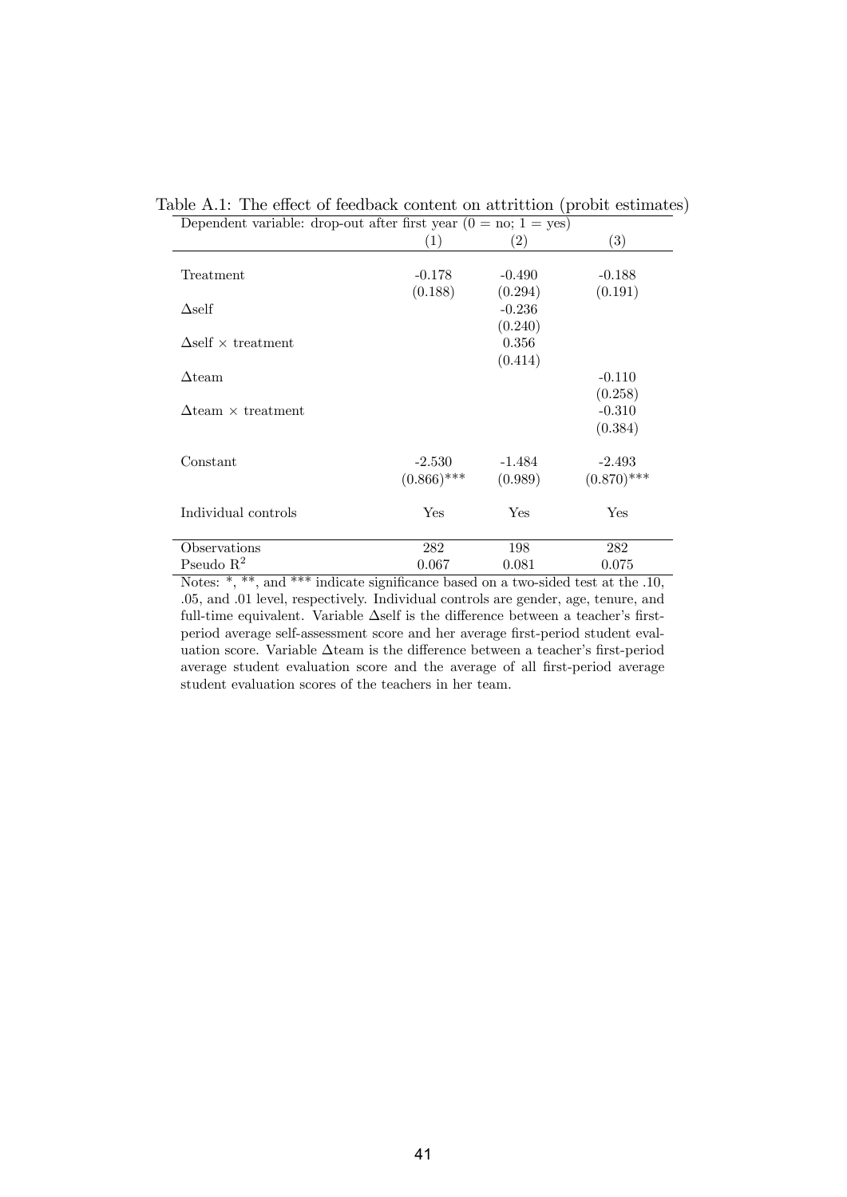Table A.1: The effect of feedback content on attrittion (probit estimates)

| Dependent variable: drop-out after first year (0 = no; 1 = yes) | (1) | (2) | (3) |
|---|---|---|---|
| Treatment | -0.178 | -0.490 | -0.188 |
| | (0.188) | (0.294) | (0.191) |
| $\Delta$self | | -0.236 | |
| | | (0.240) | |
| $\Delta$self $\times$ treatment | | 0.356 | |
| | | (0.414) | |
| $\Delta$team | | | -0.110 |
| | | | (0.258) |
| $\Delta$team $\times$ treatment | | | -0.310 |
| | | | (0.384) |
| Constant | -2.530 | -1.484 | -2.493 |
| | (0.866)*** | (0.989) | (0.870)*** |
| Individual controls | Yes | Yes | Yes |
| Observations | 282 | 198 | 282 |
| Pseudo $R^2$ | 0.067 | 0.081 | 0.075 |

Notes: *, **, and *** indicate significance based on a two-sided test at the .10, .05, and .01 level, respectively. Individual controls are gender, age, tenure, and full-time equivalent. Variable $\Delta$self is the difference between a teacher's first-period average self-assessment score and her average first-period student evaluation score. Variable $\Delta$team is the difference between a teacher's first-period average student evaluation score and the average of all first-period average student evaluation scores of the teachers in her team.